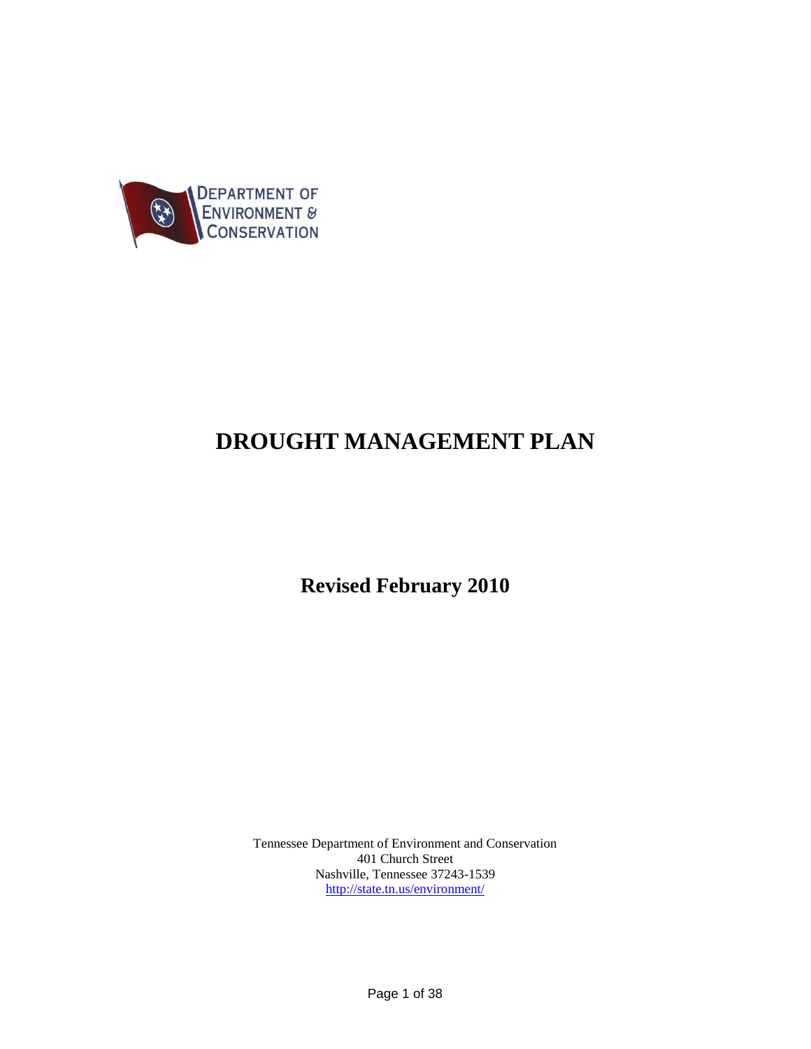DEPARTMENT OF ENVIRONMENT & CONSERVATION

# DROUGHT MANAGEMENT PLAN

## Revised February 2010

Tennessee Department of Environment and Conservation
401 Church Street
Nashville, Tennessee 37243-1539
http://state.tn.us/environment/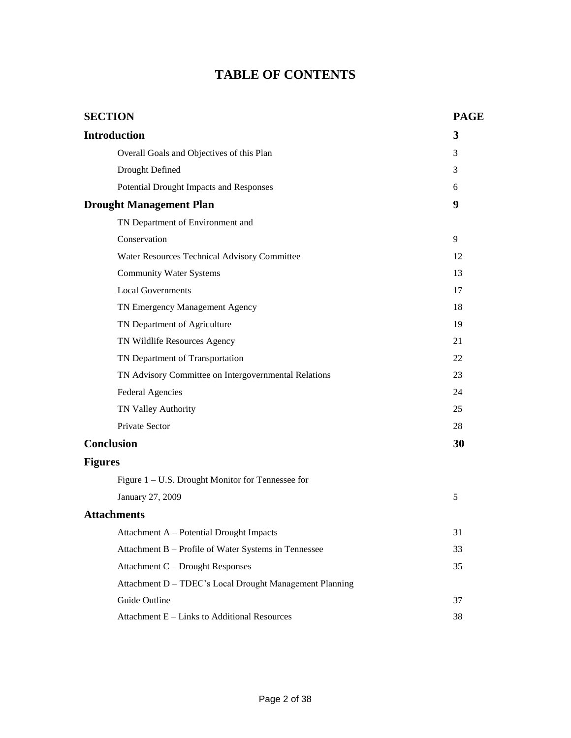# TABLE OF CONTENTS

| SECTION | PAGE |
| --- | --- |
| **Introduction** | **3** |
| Overall Goals and Objectives of this Plan | 3 |
| Drought Defined | 3 |
| Potential Drought Impacts and Responses | 6 |
| **Drought Management Plan** | **9** |
| TN Department of Environment and Conservation | 9 |
| Water Resources Technical Advisory Committee | 12 |
| Community Water Systems | 13 |
| Local Governments | 17 |
| TN Emergency Management Agency | 18 |
| TN Department of Agriculture | 19 |
| TN Wildlife Resources Agency | 21 |
| TN Department of Transportation | 22 |
| TN Advisory Committee on Intergovernmental Relations | 23 |
| Federal Agencies | 24 |
| TN Valley Authority | 25 |
| Private Sector | 28 |
| **Conclusion** | **30** |
| **Figures** | |
| Figure 1 – U.S. Drought Monitor for Tennessee for January 27, 2009 | 5 |
| **Attachments** | |
| Attachment A – Potential Drought Impacts | 31 |
| Attachment B – Profile of Water Systems in Tennessee | 33 |
| Attachment C – Drought Responses | 35 |
| Attachment D – TDEC's Local Drought Management Planning Guide Outline | 37 |
| Attachment E – Links to Additional Resources | 38 |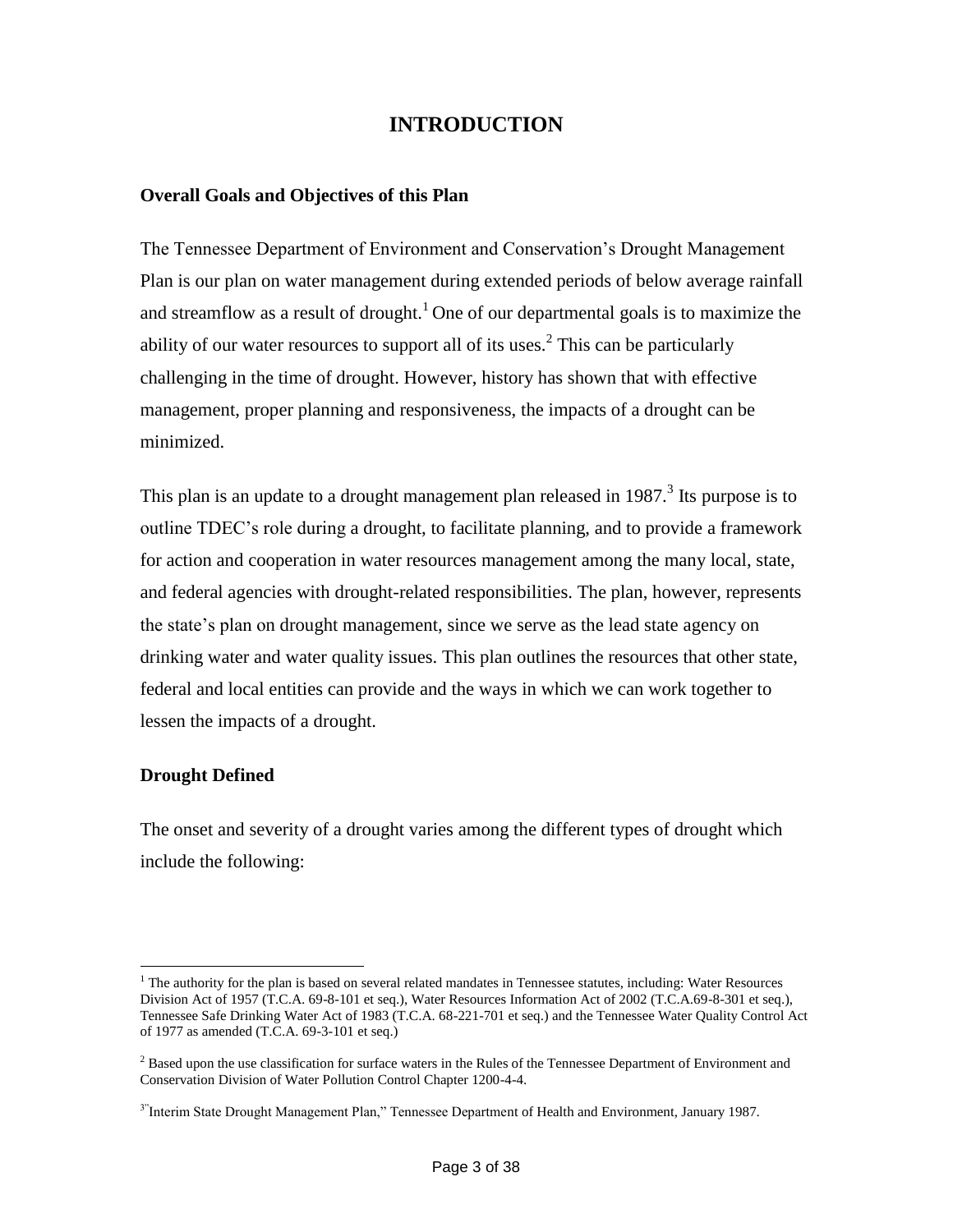# INTRODUCTION

## Overall Goals and Objectives of this Plan

The Tennessee Department of Environment and Conservation's Drought Management Plan is our plan on water management during extended periods of below average rainfall and streamflow as a result of drought.[1] One of our departmental goals is to maximize the ability of our water resources to support all of its uses.[2] This can be particularly challenging in the time of drought. However, history has shown that with effective management, proper planning and responsiveness, the impacts of a drought can be minimized.

This plan is an update to a drought management plan released in 1987.[3] Its purpose is to outline TDEC's role during a drought, to facilitate planning, and to provide a framework for action and cooperation in water resources management among the many local, state, and federal agencies with drought-related responsibilities. The plan, however, represents the state's plan on drought management, since we serve as the lead state agency on drinking water and water quality issues. This plan outlines the resources that other state, federal and local entities can provide and the ways in which we can work together to lessen the impacts of a drought.

## Drought Defined

The onset and severity of a drought varies among the different types of drought which include the following:

---

[1] The authority for the plan is based on several related mandates in Tennessee statutes, including: Water Resources Division Act of 1957 (T.C.A. 69-8-101 et seq.), Water Resources Information Act of 2002 (T.C.A.69-8-301 et seq.), Tennessee Safe Drinking Water Act of 1983 (T.C.A. 68-221-701 et seq.) and the Tennessee Water Quality Control Act of 1977 as amended (T.C.A. 69-3-101 et seq.)

[2] Based upon the use classification for surface waters in the Rules of the Tennessee Department of Environment and Conservation Division of Water Pollution Control Chapter 1200-4-4.

[3] "Interim State Drought Management Plan," Tennessee Department of Health and Environment, January 1987.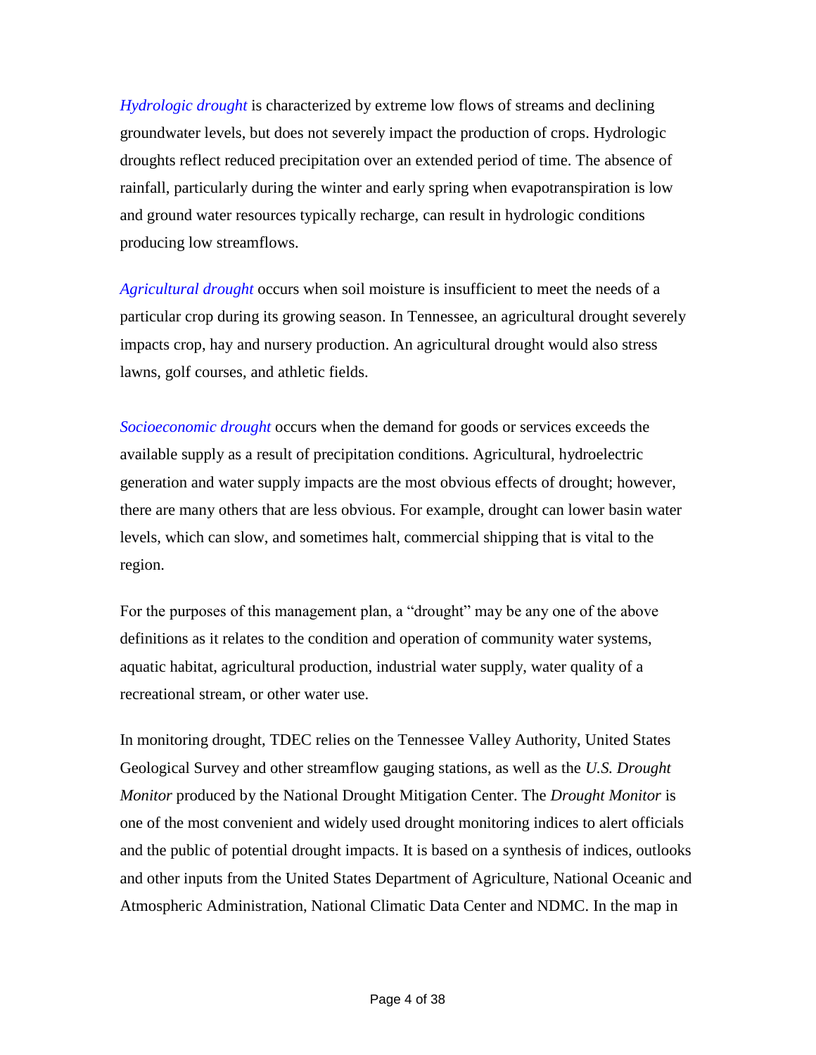*Hydrologic drought* is characterized by extreme low flows of streams and declining groundwater levels, but does not severely impact the production of crops. Hydrologic droughts reflect reduced precipitation over an extended period of time. The absence of rainfall, particularly during the winter and early spring when evapotranspiration is low and ground water resources typically recharge, can result in hydrologic conditions producing low streamflows.

*Agricultural drought* occurs when soil moisture is insufficient to meet the needs of a particular crop during its growing season. In Tennessee, an agricultural drought severely impacts crop, hay and nursery production. An agricultural drought would also stress lawns, golf courses, and athletic fields.

*Socioeconomic drought* occurs when the demand for goods or services exceeds the available supply as a result of precipitation conditions. Agricultural, hydroelectric generation and water supply impacts are the most obvious effects of drought; however, there are many others that are less obvious. For example, drought can lower basin water levels, which can slow, and sometimes halt, commercial shipping that is vital to the region.

For the purposes of this management plan, a "drought" may be any one of the above definitions as it relates to the condition and operation of community water systems, aquatic habitat, agricultural production, industrial water supply, water quality of a recreational stream, or other water use.

In monitoring drought, TDEC relies on the Tennessee Valley Authority, United States Geological Survey and other streamflow gauging stations, as well as the *U.S. Drought Monitor* produced by the National Drought Mitigation Center. The *Drought Monitor* is one of the most convenient and widely used drought monitoring indices to alert officials and the public of potential drought impacts. It is based on a synthesis of indices, outlooks and other inputs from the United States Department of Agriculture, National Oceanic and Atmospheric Administration, National Climatic Data Center and NDMC. In the map in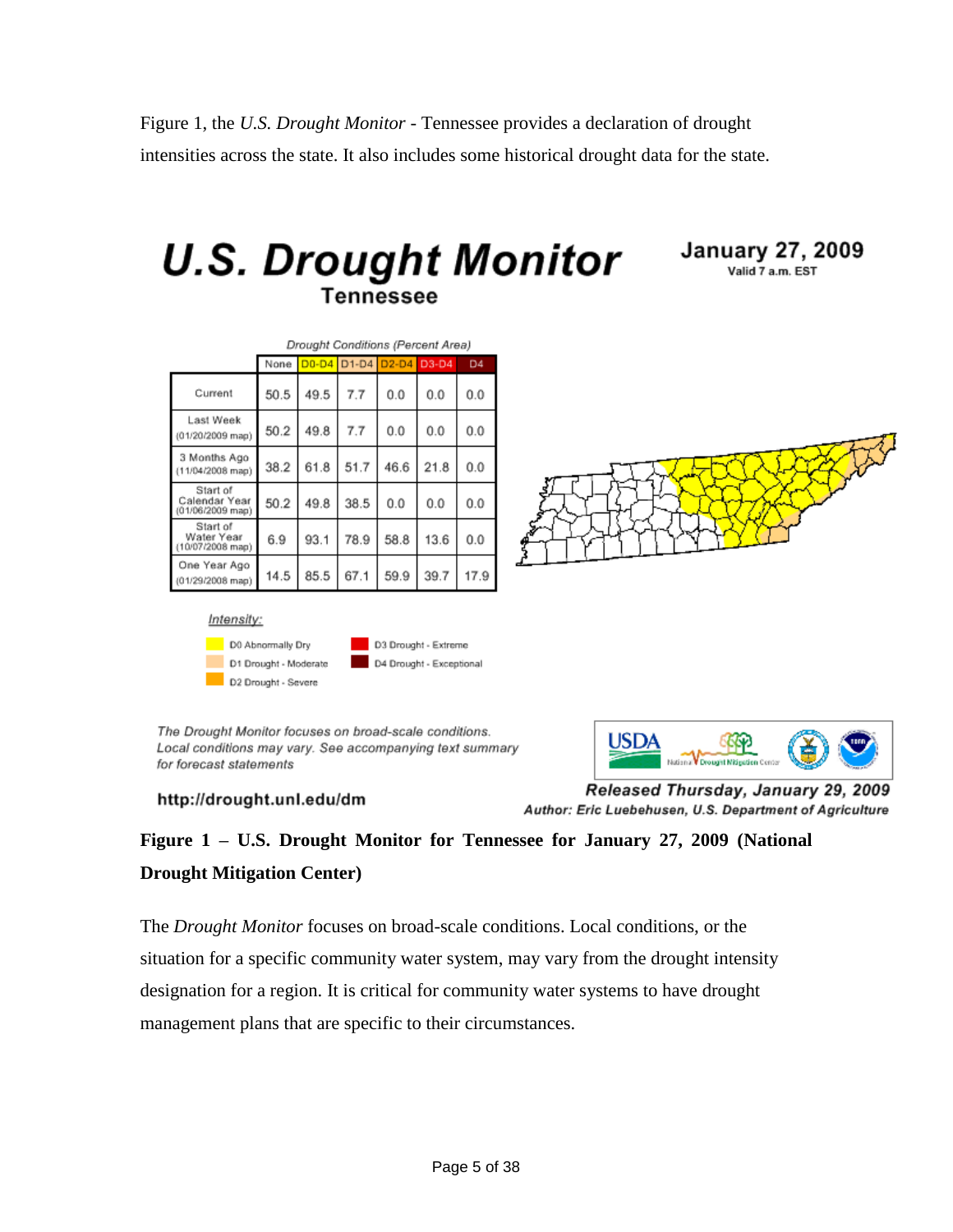Figure 1, the *U.S. Drought Monitor* - Tennessee provides a declaration of drought intensities across the state. It also includes some historical drought data for the state.

**U.S. Drought Monitor**
**Tennessee**

**January 27, 2009**
Valid 7 a.m. EST

*Drought Conditions (Percent Area)*

| | None | D0-D4 | D1-D4 | D2-D4 | D3-D4 | D4 |
|---|---|---|---|---|---|---|
| Current | 50.5 | 49.5 | 7.7 | 0.0 | 0.0 | 0.0 |
| Last Week (01/20/2009 map) | 50.2 | 49.8 | 7.7 | 0.0 | 0.0 | 0.0 |
| 3 Months Ago (11/04/2008 map) | 38.2 | 61.8 | 51.7 | 46.6 | 21.8 | 0.0 |
| Start of Calendar Year (01/06/2009 map) | 50.2 | 49.8 | 38.5 | 0.0 | 0.0 | 0.0 |
| Start of Water Year (10/07/2008 map) | 6.9 | 93.1 | 78.9 | 58.8 | 13.6 | 0.0 |
| One Year Ago (01/29/2008 map) | 14.5 | 85.5 | 67.1 | 59.9 | 39.7 | 17.9 |

*Intensity:*

- D0 Abnormally Dry
- D1 Drought - Moderate
- D2 Drought - Severe
- D3 Drought - Extreme
- D4 Drought - Exceptional

*The Drought Monitor focuses on broad-scale conditions. Local conditions may vary. See accompanying text summary for forecast statements*

http://drought.unl.edu/dm

***Released Thursday, January 29, 2009***
***Author: Eric Luebehusen, U.S. Department of Agriculture***

**Figure 1 – U.S. Drought Monitor for Tennessee for January 27, 2009 (National Drought Mitigation Center)**

The *Drought Monitor* focuses on broad-scale conditions. Local conditions, or the situation for a specific community water system, may vary from the drought intensity designation for a region. It is critical for community water systems to have drought management plans that are specific to their circumstances.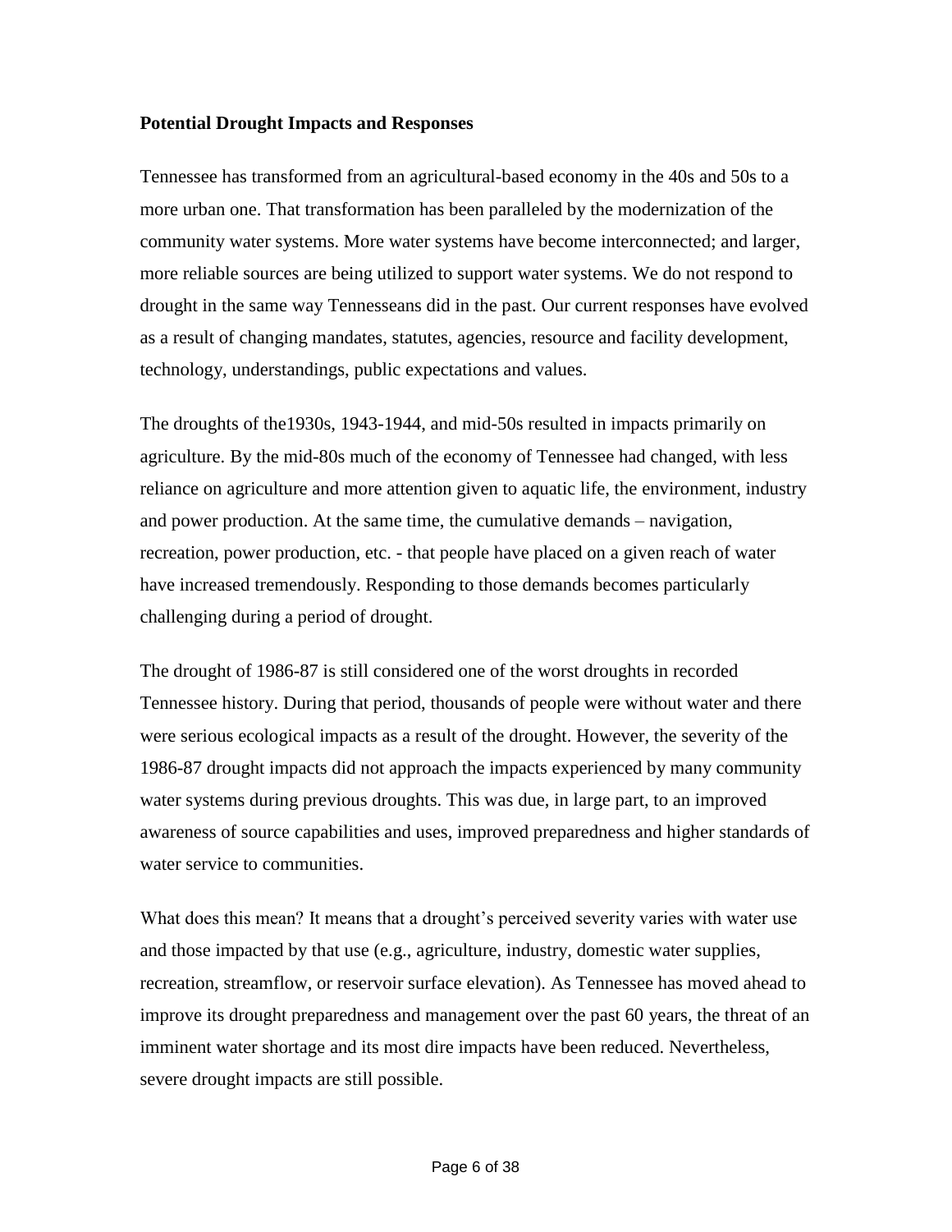**Potential Drought Impacts and Responses**

Tennessee has transformed from an agricultural-based economy in the 40s and 50s to a more urban one. That transformation has been paralleled by the modernization of the community water systems. More water systems have become interconnected; and larger, more reliable sources are being utilized to support water systems. We do not respond to drought in the same way Tennesseans did in the past. Our current responses have evolved as a result of changing mandates, statutes, agencies, resource and facility development, technology, understandings, public expectations and values.

The droughts of the1930s, 1943-1944, and mid-50s resulted in impacts primarily on agriculture. By the mid-80s much of the economy of Tennessee had changed, with less reliance on agriculture and more attention given to aquatic life, the environment, industry and power production. At the same time, the cumulative demands – navigation, recreation, power production, etc. - that people have placed on a given reach of water have increased tremendously. Responding to those demands becomes particularly challenging during a period of drought.

The drought of 1986-87 is still considered one of the worst droughts in recorded Tennessee history. During that period, thousands of people were without water and there were serious ecological impacts as a result of the drought. However, the severity of the 1986-87 drought impacts did not approach the impacts experienced by many community water systems during previous droughts. This was due, in large part, to an improved awareness of source capabilities and uses, improved preparedness and higher standards of water service to communities.

What does this mean? It means that a drought's perceived severity varies with water use and those impacted by that use (e.g., agriculture, industry, domestic water supplies, recreation, streamflow, or reservoir surface elevation). As Tennessee has moved ahead to improve its drought preparedness and management over the past 60 years, the threat of an imminent water shortage and its most dire impacts have been reduced. Nevertheless, severe drought impacts are still possible.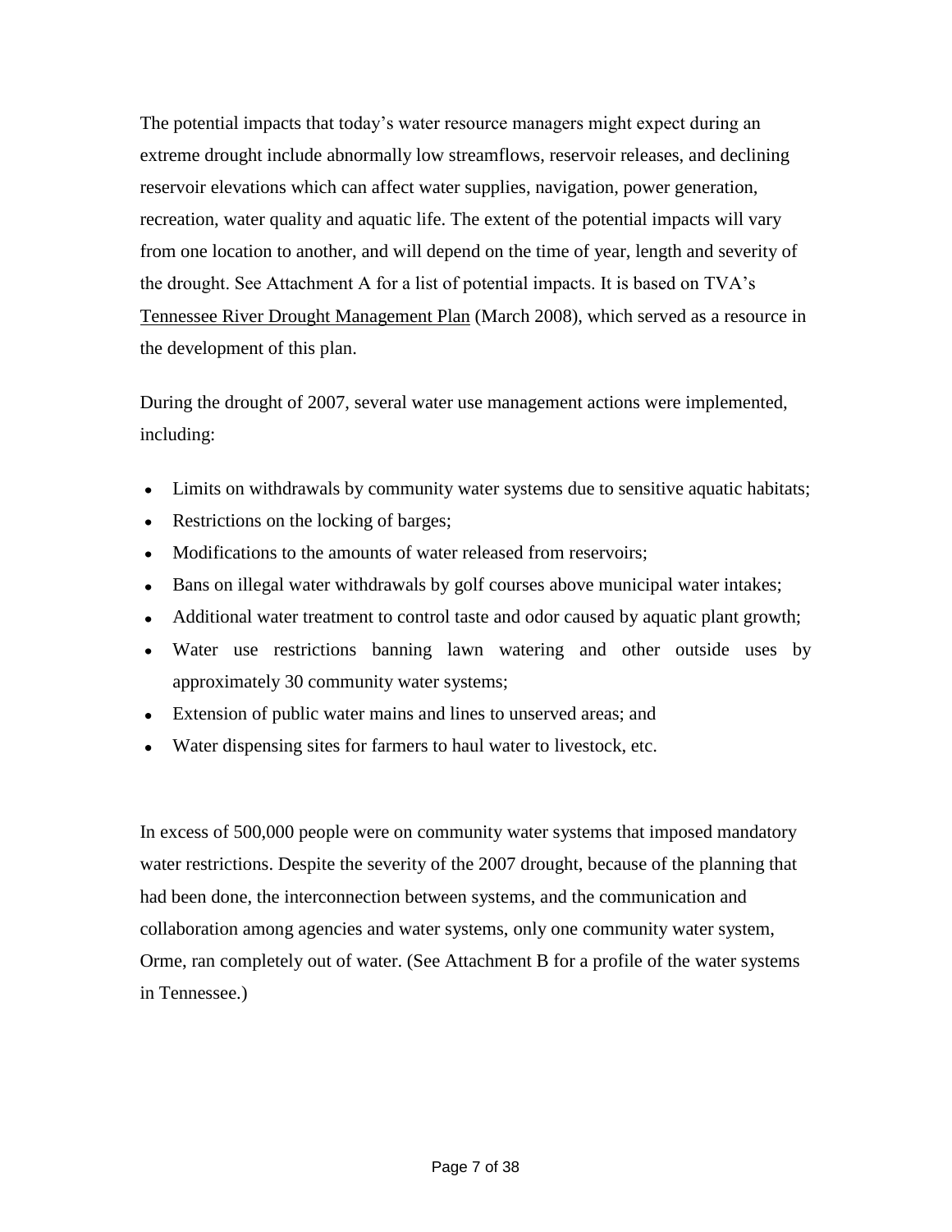The potential impacts that today's water resource managers might expect during an extreme drought include abnormally low streamflows, reservoir releases, and declining reservoir elevations which can affect water supplies, navigation, power generation, recreation, water quality and aquatic life. The extent of the potential impacts will vary from one location to another, and will depend on the time of year, length and severity of the drought. See Attachment A for a list of potential impacts. It is based on TVA's Tennessee River Drought Management Plan (March 2008), which served as a resource in the development of this plan.

During the drought of 2007, several water use management actions were implemented, including:

- Limits on withdrawals by community water systems due to sensitive aquatic habitats;
- Restrictions on the locking of barges;
- Modifications to the amounts of water released from reservoirs;
- Bans on illegal water withdrawals by golf courses above municipal water intakes;
- Additional water treatment to control taste and odor caused by aquatic plant growth;
- Water use restrictions banning lawn watering and other outside uses by approximately 30 community water systems;
- Extension of public water mains and lines to unserved areas; and
- Water dispensing sites for farmers to haul water to livestock, etc.

In excess of 500,000 people were on community water systems that imposed mandatory water restrictions. Despite the severity of the 2007 drought, because of the planning that had been done, the interconnection between systems, and the communication and collaboration among agencies and water systems, only one community water system, Orme, ran completely out of water. (See Attachment B for a profile of the water systems in Tennessee.)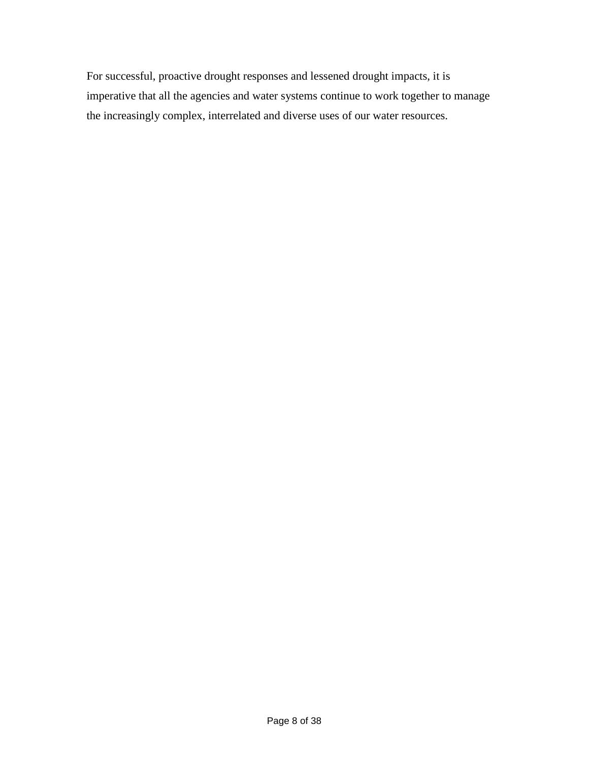For successful, proactive drought responses and lessened drought impacts, it is imperative that all the agencies and water systems continue to work together to manage the increasingly complex, interrelated and diverse uses of our water resources.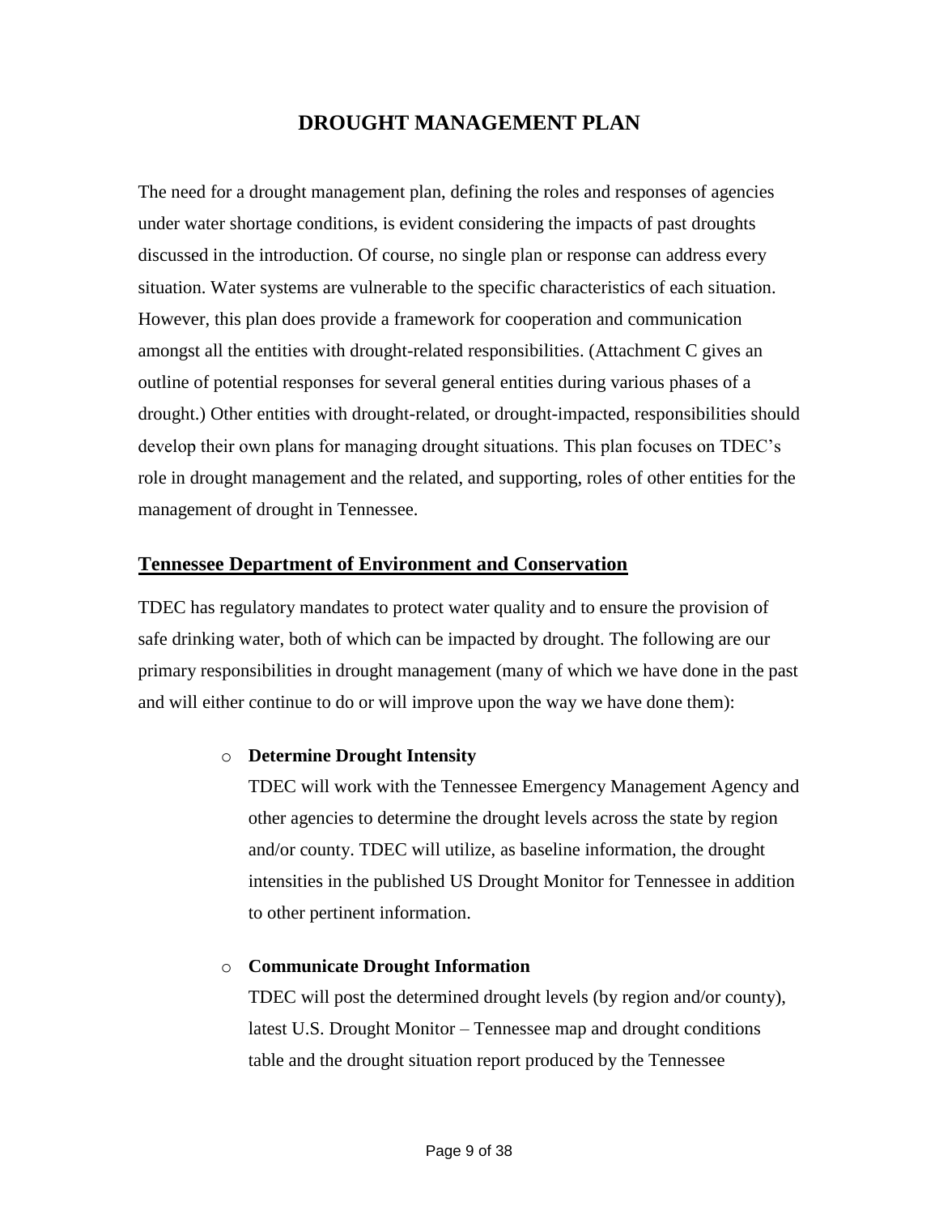# DROUGHT MANAGEMENT PLAN

The need for a drought management plan, defining the roles and responses of agencies under water shortage conditions, is evident considering the impacts of past droughts discussed in the introduction. Of course, no single plan or response can address every situation. Water systems are vulnerable to the specific characteristics of each situation. However, this plan does provide a framework for cooperation and communication amongst all the entities with drought-related responsibilities. (Attachment C gives an outline of potential responses for several general entities during various phases of a drought.) Other entities with drought-related, or drought-impacted, responsibilities should develop their own plans for managing drought situations. This plan focuses on TDEC's role in drought management and the related, and supporting, roles of other entities for the management of drought in Tennessee.

## Tennessee Department of Environment and Conservation

TDEC has regulatory mandates to protect water quality and to ensure the provision of safe drinking water, both of which can be impacted by drought. The following are our primary responsibilities in drought management (many of which we have done in the past and will either continue to do or will improve upon the way we have done them):

- **Determine Drought Intensity**

  TDEC will work with the Tennessee Emergency Management Agency and other agencies to determine the drought levels across the state by region and/or county. TDEC will utilize, as baseline information, the drought intensities in the published US Drought Monitor for Tennessee in addition to other pertinent information.

- **Communicate Drought Information**

  TDEC will post the determined drought levels (by region and/or county), latest U.S. Drought Monitor – Tennessee map and drought conditions table and the drought situation report produced by the Tennessee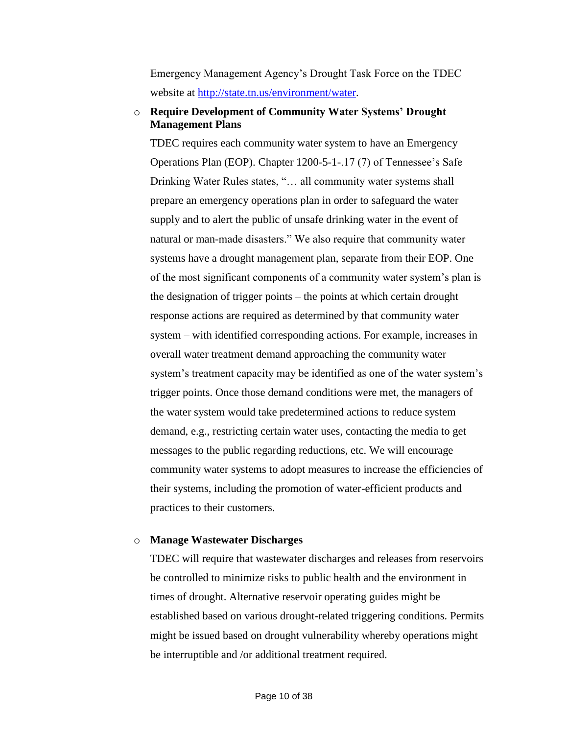Emergency Management Agency's Drought Task Force on the TDEC website at [http://state.tn.us/environment/water](http://state.tn.us/environment/water).

- **Require Development of Community Water Systems' Drought Management Plans**

  TDEC requires each community water system to have an Emergency Operations Plan (EOP). Chapter 1200-5-1-.17 (7) of Tennessee's Safe Drinking Water Rules states, "… all community water systems shall prepare an emergency operations plan in order to safeguard the water supply and to alert the public of unsafe drinking water in the event of natural or man-made disasters." We also require that community water systems have a drought management plan, separate from their EOP. One of the most significant components of a community water system's plan is the designation of trigger points – the points at which certain drought response actions are required as determined by that community water system – with identified corresponding actions. For example, increases in overall water treatment demand approaching the community water system's treatment capacity may be identified as one of the water system's trigger points. Once those demand conditions were met, the managers of the water system would take predetermined actions to reduce system demand, e.g., restricting certain water uses, contacting the media to get messages to the public regarding reductions, etc. We will encourage community water systems to adopt measures to increase the efficiencies of their systems, including the promotion of water-efficient products and practices to their customers.

- **Manage Wastewater Discharges**

  TDEC will require that wastewater discharges and releases from reservoirs be controlled to minimize risks to public health and the environment in times of drought. Alternative reservoir operating guides might be established based on various drought-related triggering conditions. Permits might be issued based on drought vulnerability whereby operations might be interruptible and /or additional treatment required.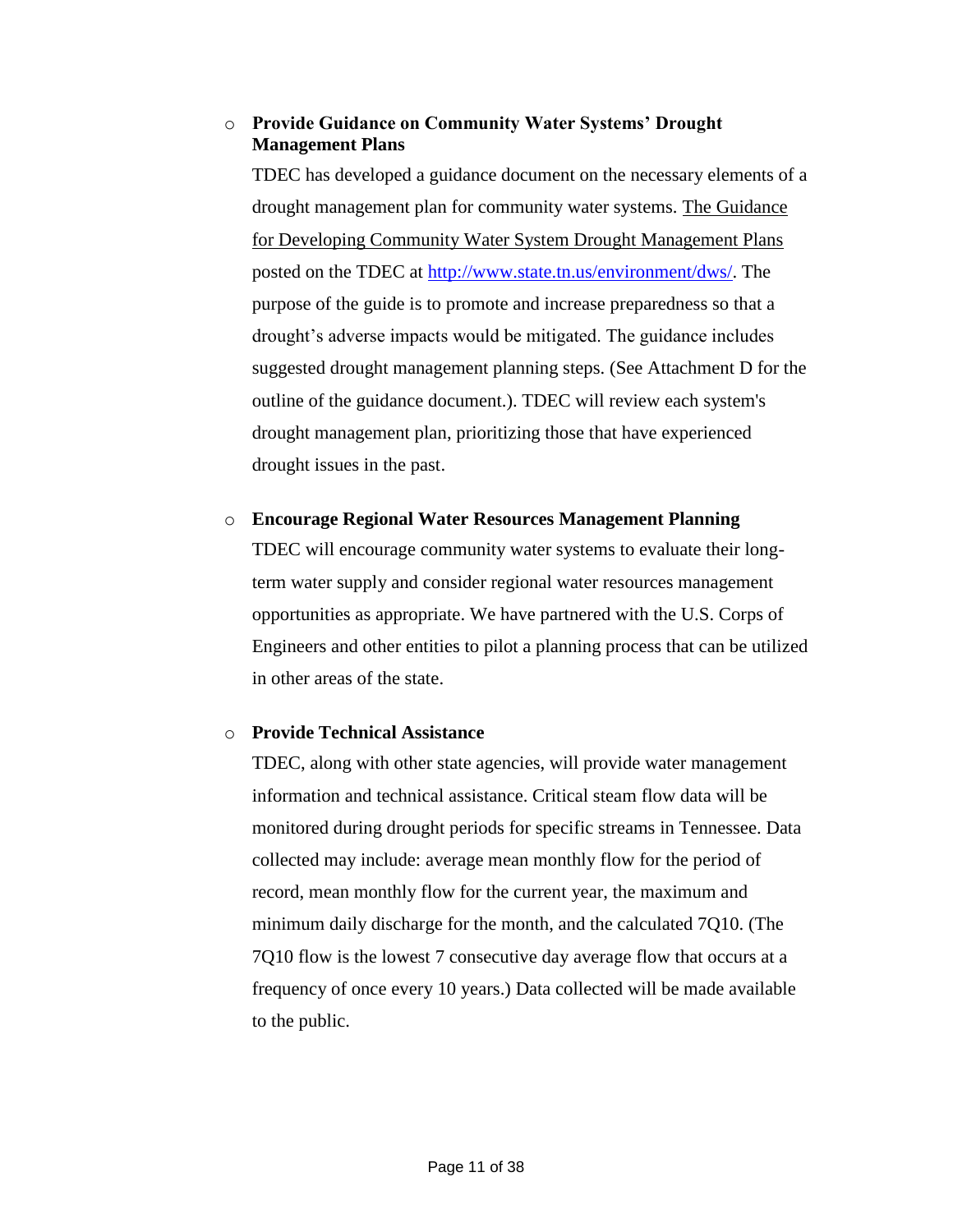- **Provide Guidance on Community Water Systems' Drought Management Plans**

  TDEC has developed a guidance document on the necessary elements of a drought management plan for community water systems. The Guidance for Developing Community Water System Drought Management Plans posted on the TDEC at [http://www.state.tn.us/environment/dws/](http://www.state.tn.us/environment/dws/). The purpose of the guide is to promote and increase preparedness so that a drought's adverse impacts would be mitigated. The guidance includes suggested drought management planning steps. (See Attachment D for the outline of the guidance document.). TDEC will review each system's drought management plan, prioritizing those that have experienced drought issues in the past.

- **Encourage Regional Water Resources Management Planning**

  TDEC will encourage community water systems to evaluate their long-term water supply and consider regional water resources management opportunities as appropriate. We have partnered with the U.S. Corps of Engineers and other entities to pilot a planning process that can be utilized in other areas of the state.

- **Provide Technical Assistance**

  TDEC, along with other state agencies, will provide water management information and technical assistance. Critical steam flow data will be monitored during drought periods for specific streams in Tennessee. Data collected may include: average mean monthly flow for the period of record, mean monthly flow for the current year, the maximum and minimum daily discharge for the month, and the calculated 7Q10. (The 7Q10 flow is the lowest 7 consecutive day average flow that occurs at a frequency of once every 10 years.) Data collected will be made available to the public.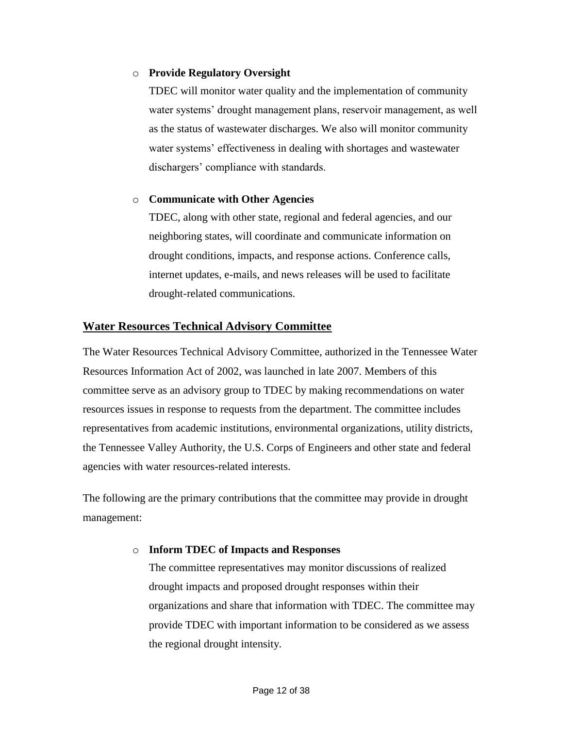- **Provide Regulatory Oversight**

  TDEC will monitor water quality and the implementation of community water systems' drought management plans, reservoir management, as well as the status of wastewater discharges. We also will monitor community water systems' effectiveness in dealing with shortages and wastewater dischargers' compliance with standards.

- **Communicate with Other Agencies**

  TDEC, along with other state, regional and federal agencies, and our neighboring states, will coordinate and communicate information on drought conditions, impacts, and response actions. Conference calls, internet updates, e-mails, and news releases will be used to facilitate drought-related communications.

## Water Resources Technical Advisory Committee

The Water Resources Technical Advisory Committee, authorized in the Tennessee Water Resources Information Act of 2002, was launched in late 2007. Members of this committee serve as an advisory group to TDEC by making recommendations on water resources issues in response to requests from the department. The committee includes representatives from academic institutions, environmental organizations, utility districts, the Tennessee Valley Authority, the U.S. Corps of Engineers and other state and federal agencies with water resources-related interests.

The following are the primary contributions that the committee may provide in drought management:

- **Inform TDEC of Impacts and Responses**

  The committee representatives may monitor discussions of realized drought impacts and proposed drought responses within their organizations and share that information with TDEC. The committee may provide TDEC with important information to be considered as we assess the regional drought intensity.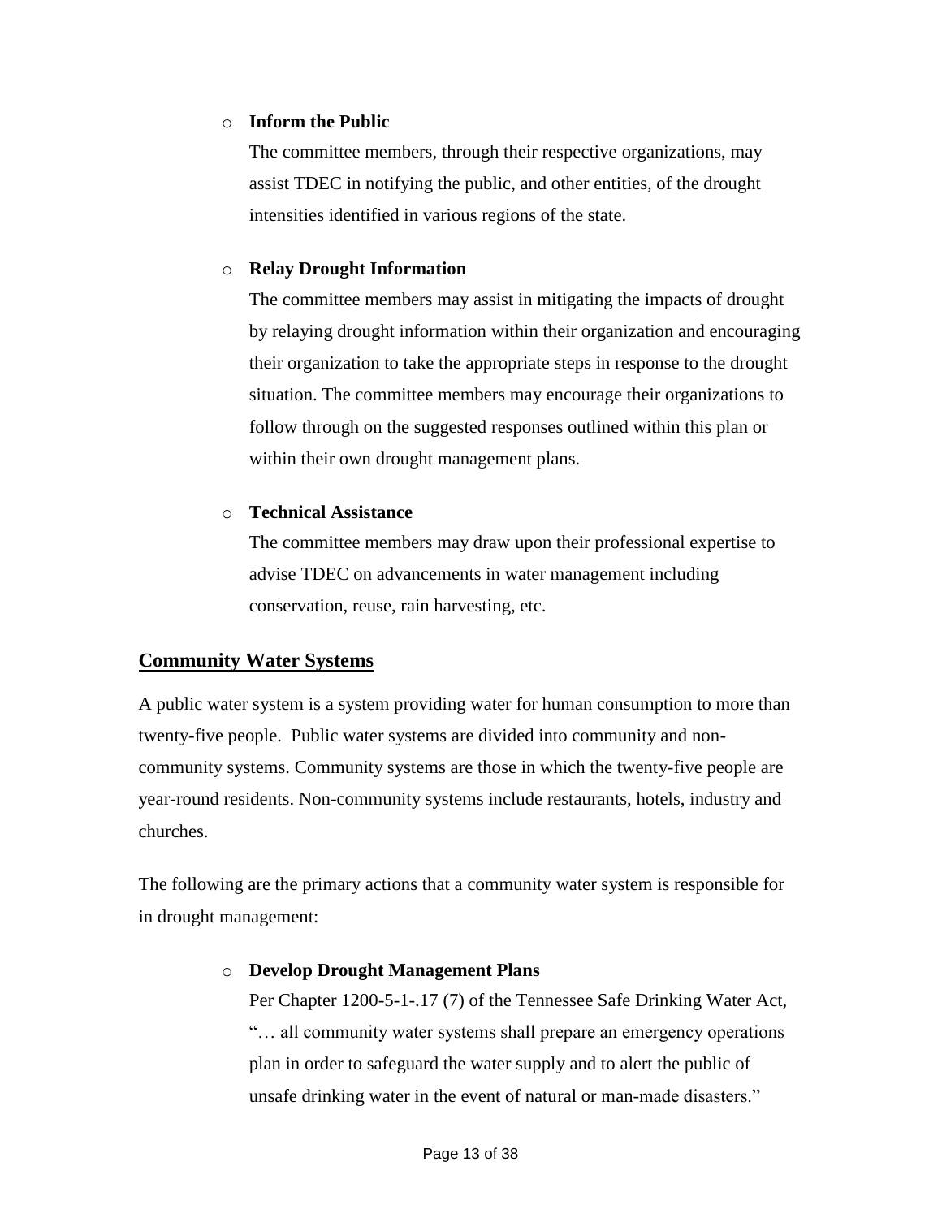- **Inform the Public**

  The committee members, through their respective organizations, may assist TDEC in notifying the public, and other entities, of the drought intensities identified in various regions of the state.

- **Relay Drought Information**

  The committee members may assist in mitigating the impacts of drought by relaying drought information within their organization and encouraging their organization to take the appropriate steps in response to the drought situation. The committee members may encourage their organizations to follow through on the suggested responses outlined within this plan or within their own drought management plans.

- **Technical Assistance**

  The committee members may draw upon their professional expertise to advise TDEC on advancements in water management including conservation, reuse, rain harvesting, etc.

## Community Water Systems

A public water system is a system providing water for human consumption to more than twenty-five people. Public water systems are divided into community and non-community systems. Community systems are those in which the twenty-five people are year-round residents. Non-community systems include restaurants, hotels, industry and churches.

The following are the primary actions that a community water system is responsible for in drought management:

- **Develop Drought Management Plans**

  Per Chapter 1200-5-1-.17 (7) of the Tennessee Safe Drinking Water Act, "… all community water systems shall prepare an emergency operations plan in order to safeguard the water supply and to alert the public of unsafe drinking water in the event of natural or man-made disasters."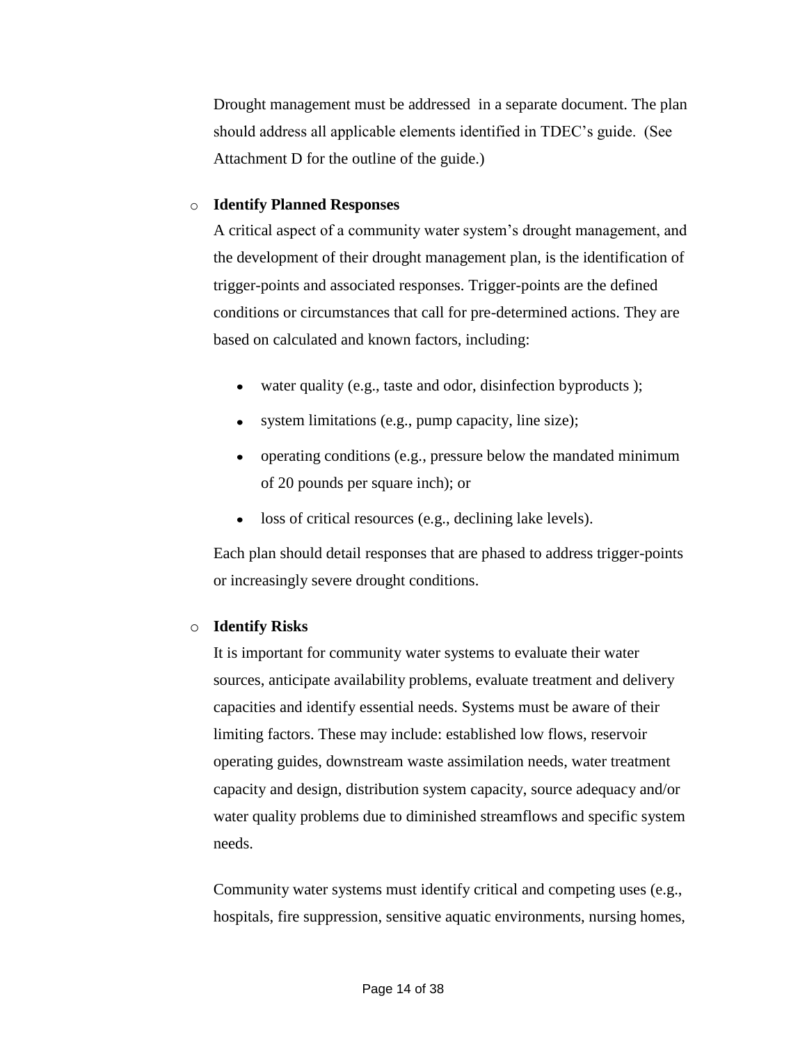Drought management must be addressed in a separate document. The plan should address all applicable elements identified in TDEC's guide. (See Attachment D for the outline of the guide.)

- **Identify Planned Responses**

  A critical aspect of a community water system's drought management, and the development of their drought management plan, is the identification of trigger-points and associated responses. Trigger-points are the defined conditions or circumstances that call for pre-determined actions. They are based on calculated and known factors, including:

  - water quality (e.g., taste and odor, disinfection byproducts );
  - system limitations (e.g., pump capacity, line size);
  - operating conditions (e.g., pressure below the mandated minimum of 20 pounds per square inch); or
  - loss of critical resources (e.g., declining lake levels).

  Each plan should detail responses that are phased to address trigger-points or increasingly severe drought conditions.

- **Identify Risks**

  It is important for community water systems to evaluate their water sources, anticipate availability problems, evaluate treatment and delivery capacities and identify essential needs. Systems must be aware of their limiting factors. These may include: established low flows, reservoir operating guides, downstream waste assimilation needs, water treatment capacity and design, distribution system capacity, source adequacy and/or water quality problems due to diminished streamflows and specific system needs.

  Community water systems must identify critical and competing uses (e.g., hospitals, fire suppression, sensitive aquatic environments, nursing homes,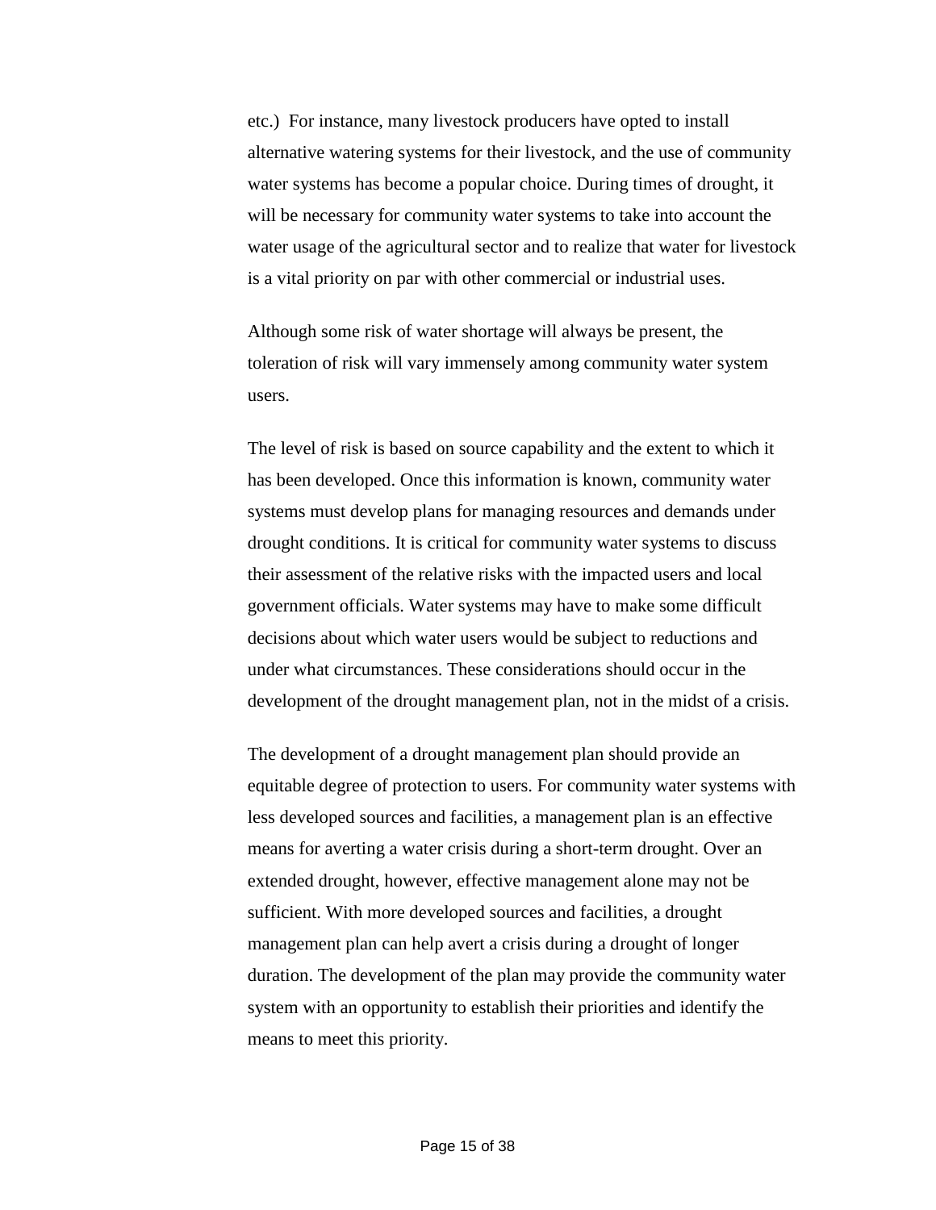etc.) For instance, many livestock producers have opted to install alternative watering systems for their livestock, and the use of community water systems has become a popular choice. During times of drought, it will be necessary for community water systems to take into account the water usage of the agricultural sector and to realize that water for livestock is a vital priority on par with other commercial or industrial uses.

Although some risk of water shortage will always be present, the toleration of risk will vary immensely among community water system users.

The level of risk is based on source capability and the extent to which it has been developed. Once this information is known, community water systems must develop plans for managing resources and demands under drought conditions. It is critical for community water systems to discuss their assessment of the relative risks with the impacted users and local government officials. Water systems may have to make some difficult decisions about which water users would be subject to reductions and under what circumstances. These considerations should occur in the development of the drought management plan, not in the midst of a crisis.

The development of a drought management plan should provide an equitable degree of protection to users. For community water systems with less developed sources and facilities, a management plan is an effective means for averting a water crisis during a short-term drought. Over an extended drought, however, effective management alone may not be sufficient. With more developed sources and facilities, a drought management plan can help avert a crisis during a drought of longer duration. The development of the plan may provide the community water system with an opportunity to establish their priorities and identify the means to meet this priority.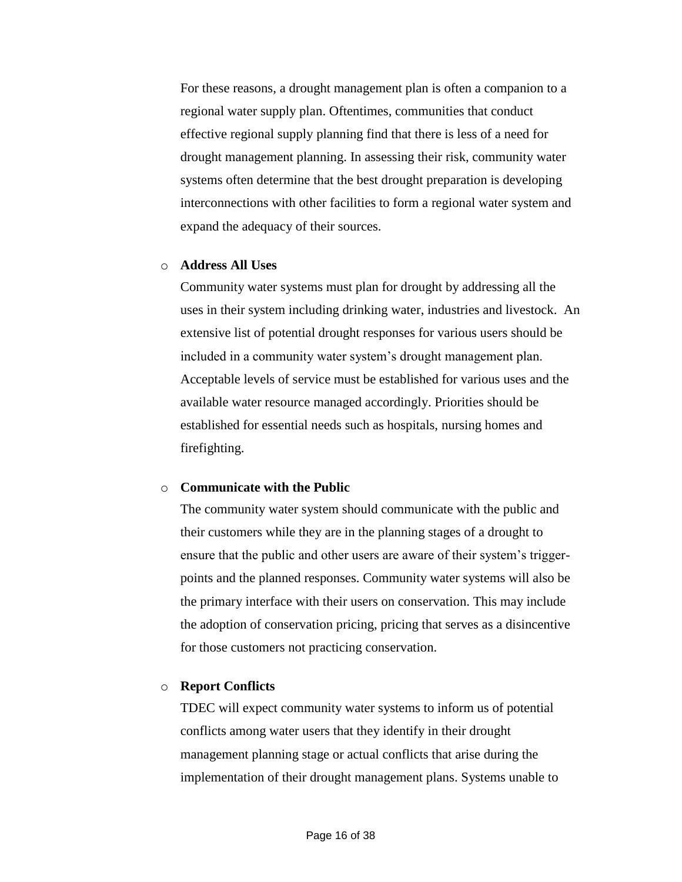For these reasons, a drought management plan is often a companion to a regional water supply plan. Oftentimes, communities that conduct effective regional supply planning find that there is less of a need for drought management planning. In assessing their risk, community water systems often determine that the best drought preparation is developing interconnections with other facilities to form a regional water system and expand the adequacy of their sources.

- **Address All Uses**

  Community water systems must plan for drought by addressing all the uses in their system including drinking water, industries and livestock. An extensive list of potential drought responses for various users should be included in a community water system's drought management plan. Acceptable levels of service must be established for various uses and the available water resource managed accordingly. Priorities should be established for essential needs such as hospitals, nursing homes and firefighting.

- **Communicate with the Public**

  The community water system should communicate with the public and their customers while they are in the planning stages of a drought to ensure that the public and other users are aware of their system's trigger-points and the planned responses. Community water systems will also be the primary interface with their users on conservation. This may include the adoption of conservation pricing, pricing that serves as a disincentive for those customers not practicing conservation.

- **Report Conflicts**

  TDEC will expect community water systems to inform us of potential conflicts among water users that they identify in their drought management planning stage or actual conflicts that arise during the implementation of their drought management plans. Systems unable to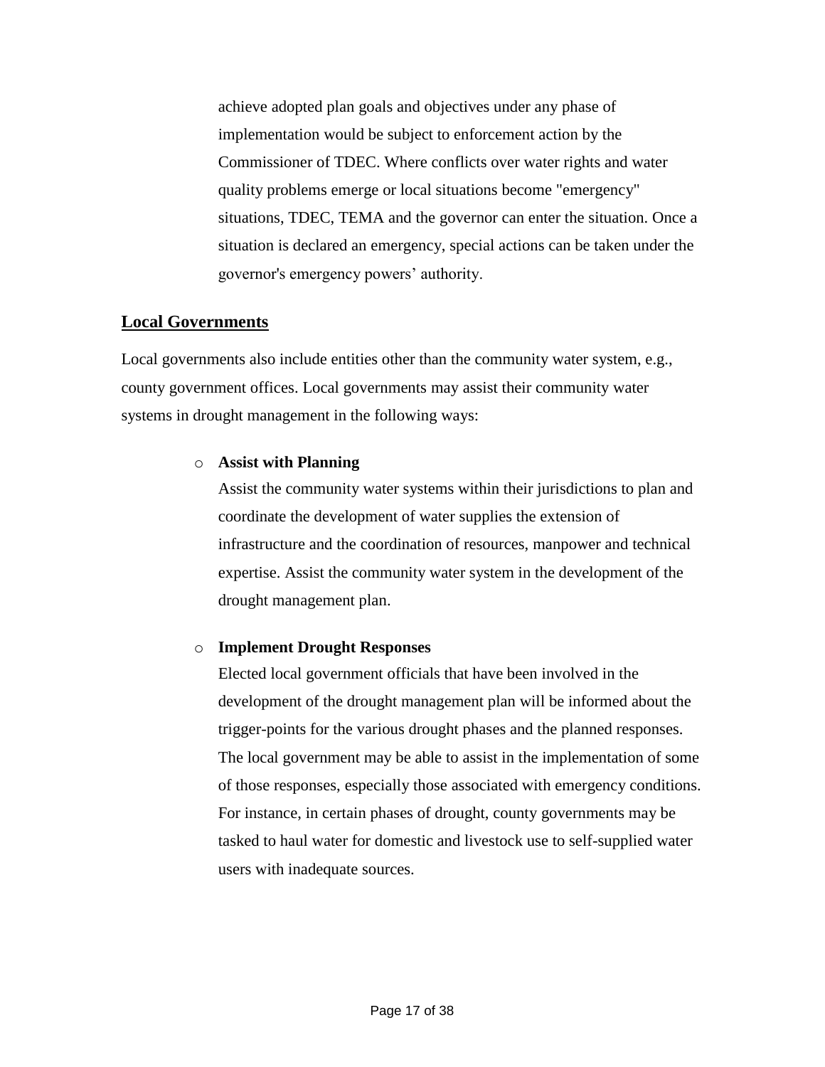achieve adopted plan goals and objectives under any phase of implementation would be subject to enforcement action by the Commissioner of TDEC. Where conflicts over water rights and water quality problems emerge or local situations become "emergency" situations, TDEC, TEMA and the governor can enter the situation. Once a situation is declared an emergency, special actions can be taken under the governor's emergency powers' authority.

## Local Governments

Local governments also include entities other than the community water system, e.g., county government offices. Local governments may assist their community water systems in drought management in the following ways:

- **Assist with Planning**

  Assist the community water systems within their jurisdictions to plan and coordinate the development of water supplies the extension of infrastructure and the coordination of resources, manpower and technical expertise. Assist the community water system in the development of the drought management plan.

- **Implement Drought Responses**

  Elected local government officials that have been involved in the development of the drought management plan will be informed about the trigger-points for the various drought phases and the planned responses. The local government may be able to assist in the implementation of some of those responses, especially those associated with emergency conditions. For instance, in certain phases of drought, county governments may be tasked to haul water for domestic and livestock use to self-supplied water users with inadequate sources.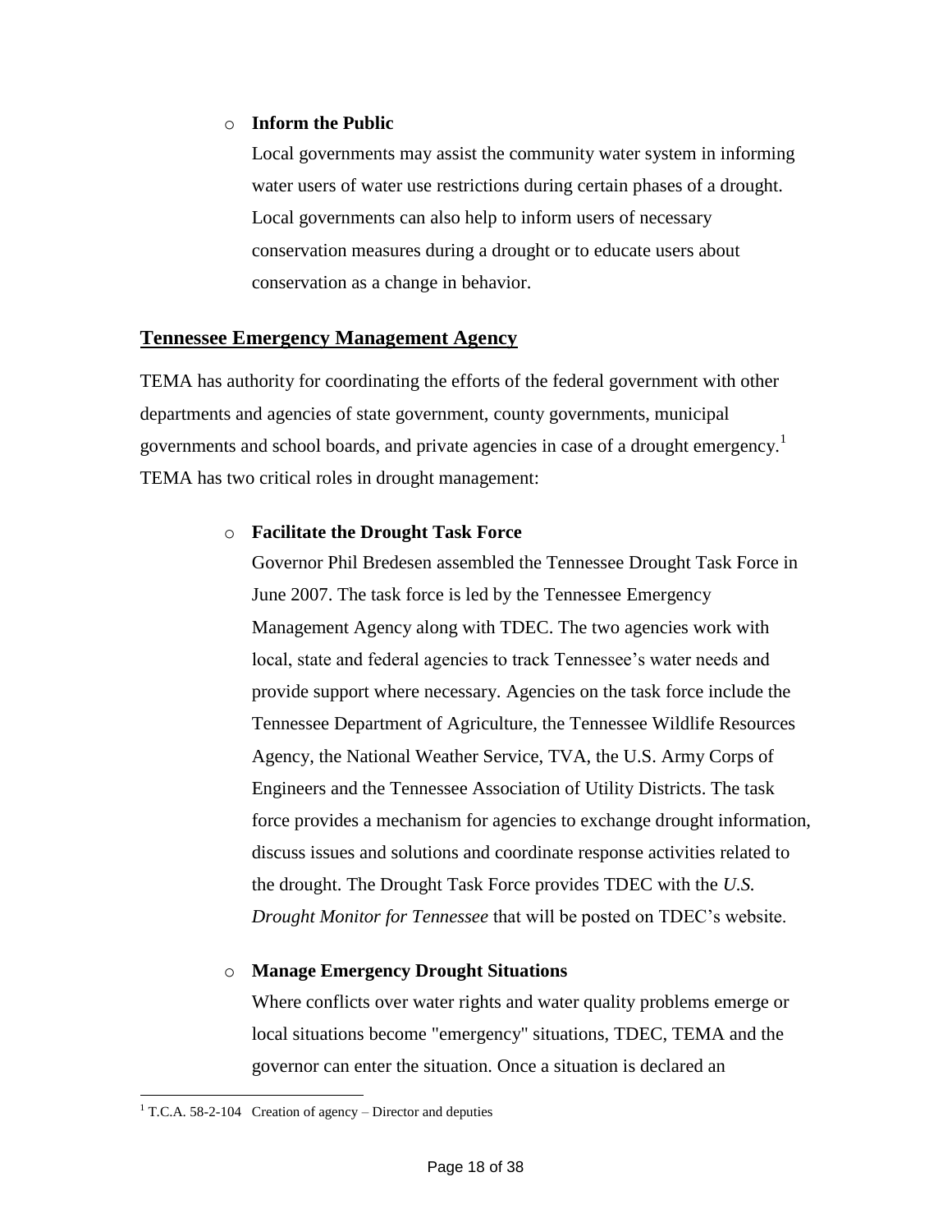- **Inform the Public**

  Local governments may assist the community water system in informing water users of water use restrictions during certain phases of a drought. Local governments can also help to inform users of necessary conservation measures during a drought or to educate users about conservation as a change in behavior.

## Tennessee Emergency Management Agency

TEMA has authority for coordinating the efforts of the federal government with other departments and agencies of state government, county governments, municipal governments and school boards, and private agencies in case of a drought emergency.[1] TEMA has two critical roles in drought management:

- **Facilitate the Drought Task Force**

  Governor Phil Bredesen assembled the Tennessee Drought Task Force in June 2007. The task force is led by the Tennessee Emergency Management Agency along with TDEC. The two agencies work with local, state and federal agencies to track Tennessee's water needs and provide support where necessary. Agencies on the task force include the Tennessee Department of Agriculture, the Tennessee Wildlife Resources Agency, the National Weather Service, TVA, the U.S. Army Corps of Engineers and the Tennessee Association of Utility Districts. The task force provides a mechanism for agencies to exchange drought information, discuss issues and solutions and coordinate response activities related to the drought. The Drought Task Force provides TDEC with the *U.S. Drought Monitor for Tennessee* that will be posted on TDEC's website.

- **Manage Emergency Drought Situations**

  Where conflicts over water rights and water quality problems emerge or local situations become "emergency" situations, TDEC, TEMA and the governor can enter the situation. Once a situation is declared an

[1] T.C.A. 58-2-104 Creation of agency – Director and deputies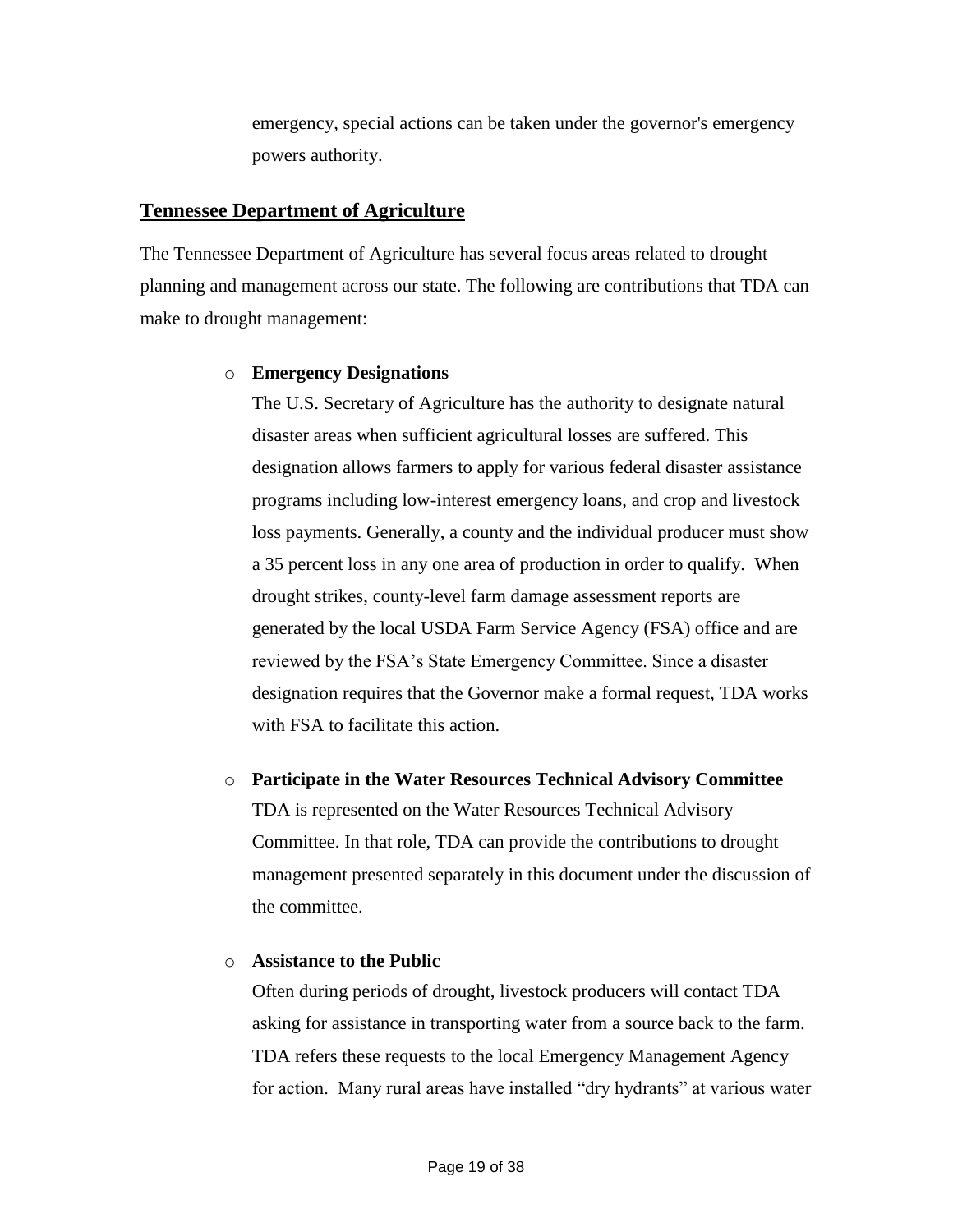emergency, special actions can be taken under the governor's emergency powers authority.

## Tennessee Department of Agriculture

The Tennessee Department of Agriculture has several focus areas related to drought planning and management across our state. The following are contributions that TDA can make to drought management:

- **Emergency Designations**

  The U.S. Secretary of Agriculture has the authority to designate natural disaster areas when sufficient agricultural losses are suffered. This designation allows farmers to apply for various federal disaster assistance programs including low-interest emergency loans, and crop and livestock loss payments. Generally, a county and the individual producer must show a 35 percent loss in any one area of production in order to qualify. When drought strikes, county-level farm damage assessment reports are generated by the local USDA Farm Service Agency (FSA) office and are reviewed by the FSA's State Emergency Committee. Since a disaster designation requires that the Governor make a formal request, TDA works with FSA to facilitate this action.

- **Participate in the Water Resources Technical Advisory Committee**

  TDA is represented on the Water Resources Technical Advisory Committee. In that role, TDA can provide the contributions to drought management presented separately in this document under the discussion of the committee.

- **Assistance to the Public**

  Often during periods of drought, livestock producers will contact TDA asking for assistance in transporting water from a source back to the farm. TDA refers these requests to the local Emergency Management Agency for action. Many rural areas have installed "dry hydrants" at various water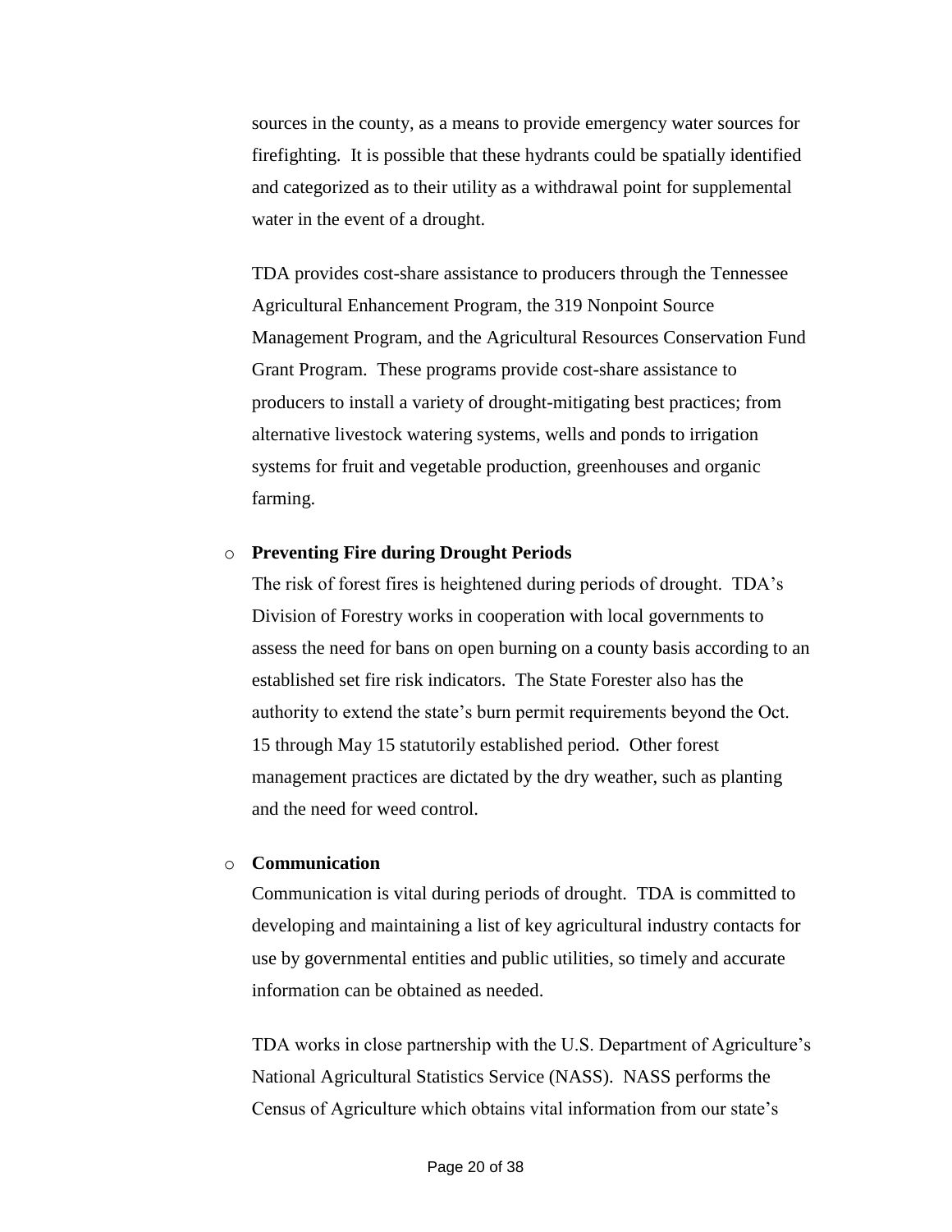sources in the county, as a means to provide emergency water sources for firefighting. It is possible that these hydrants could be spatially identified and categorized as to their utility as a withdrawal point for supplemental water in the event of a drought.

TDA provides cost-share assistance to producers through the Tennessee Agricultural Enhancement Program, the 319 Nonpoint Source Management Program, and the Agricultural Resources Conservation Fund Grant Program. These programs provide cost-share assistance to producers to install a variety of drought-mitigating best practices; from alternative livestock watering systems, wells and ponds to irrigation systems for fruit and vegetable production, greenhouses and organic farming.

- **Preventing Fire during Drought Periods**

  The risk of forest fires is heightened during periods of drought. TDA's Division of Forestry works in cooperation with local governments to assess the need for bans on open burning on a county basis according to an established set fire risk indicators. The State Forester also has the authority to extend the state's burn permit requirements beyond the Oct. 15 through May 15 statutorily established period. Other forest management practices are dictated by the dry weather, such as planting and the need for weed control.

- **Communication**

  Communication is vital during periods of drought. TDA is committed to developing and maintaining a list of key agricultural industry contacts for use by governmental entities and public utilities, so timely and accurate information can be obtained as needed.

  TDA works in close partnership with the U.S. Department of Agriculture's National Agricultural Statistics Service (NASS). NASS performs the Census of Agriculture which obtains vital information from our state's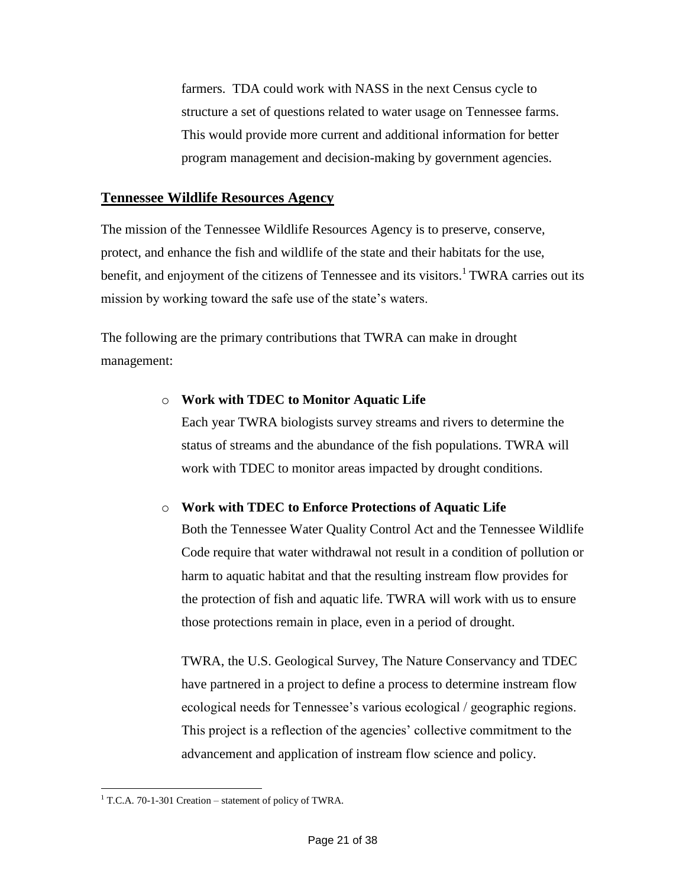farmers. TDA could work with NASS in the next Census cycle to structure a set of questions related to water usage on Tennessee farms. This would provide more current and additional information for better program management and decision-making by government agencies.

## Tennessee Wildlife Resources Agency

The mission of the Tennessee Wildlife Resources Agency is to preserve, conserve, protect, and enhance the fish and wildlife of the state and their habitats for the use, benefit, and enjoyment of the citizens of Tennessee and its visitors.[1] TWRA carries out its mission by working toward the safe use of the state's waters.

The following are the primary contributions that TWRA can make in drought management:

- **Work with TDEC to Monitor Aquatic Life**

  Each year TWRA biologists survey streams and rivers to determine the status of streams and the abundance of the fish populations. TWRA will work with TDEC to monitor areas impacted by drought conditions.

- **Work with TDEC to Enforce Protections of Aquatic Life**

  Both the Tennessee Water Quality Control Act and the Tennessee Wildlife Code require that water withdrawal not result in a condition of pollution or harm to aquatic habitat and that the resulting instream flow provides for the protection of fish and aquatic life. TWRA will work with us to ensure those protections remain in place, even in a period of drought.

  TWRA, the U.S. Geological Survey, The Nature Conservancy and TDEC have partnered in a project to define a process to determine instream flow ecological needs for Tennessee's various ecological / geographic regions. This project is a reflection of the agencies' collective commitment to the advancement and application of instream flow science and policy.

---

[1] T.C.A. 70-1-301 Creation – statement of policy of TWRA.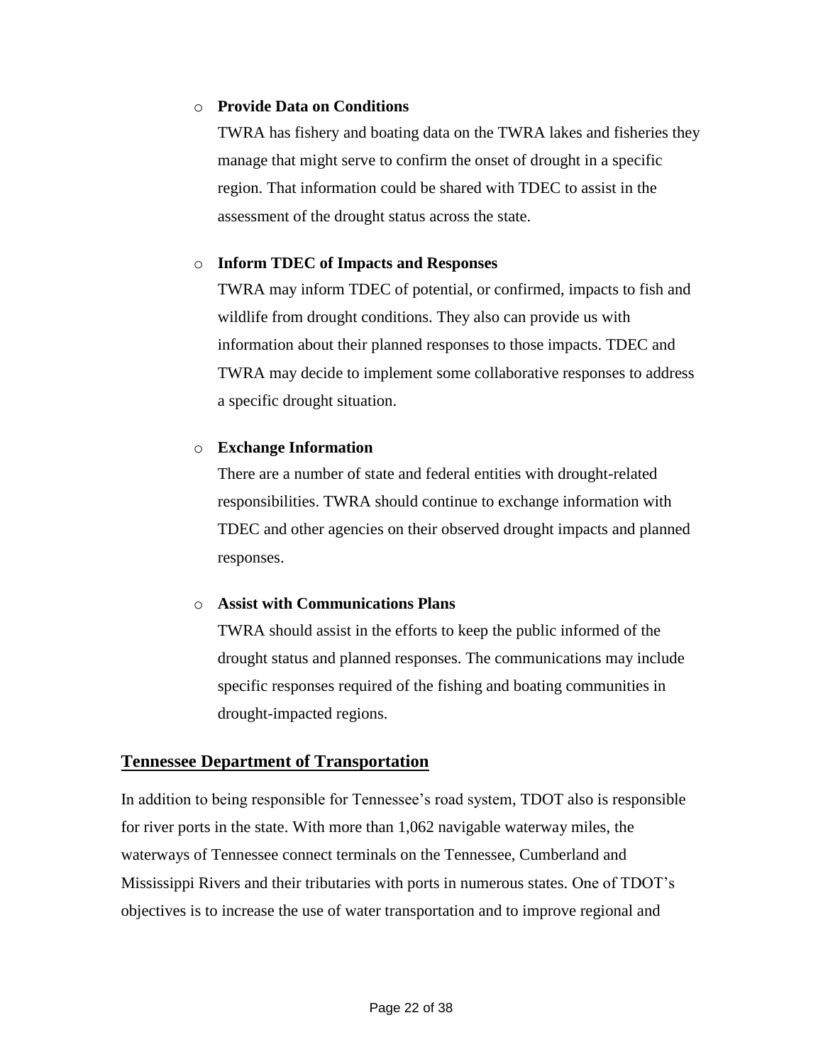- **Provide Data on Conditions**

  TWRA has fishery and boating data on the TWRA lakes and fisheries they manage that might serve to confirm the onset of drought in a specific region. That information could be shared with TDEC to assist in the assessment of the drought status across the state.

- **Inform TDEC of Impacts and Responses**

  TWRA may inform TDEC of potential, or confirmed, impacts to fish and wildlife from drought conditions. They also can provide us with information about their planned responses to those impacts. TDEC and TWRA may decide to implement some collaborative responses to address a specific drought situation.

- **Exchange Information**

  There are a number of state and federal entities with drought-related responsibilities. TWRA should continue to exchange information with TDEC and other agencies on their observed drought impacts and planned responses.

- **Assist with Communications Plans**

  TWRA should assist in the efforts to keep the public informed of the drought status and planned responses. The communications may include specific responses required of the fishing and boating communities in drought-impacted regions.

## Tennessee Department of Transportation

In addition to being responsible for Tennessee's road system, TDOT also is responsible for river ports in the state. With more than 1,062 navigable waterway miles, the waterways of Tennessee connect terminals on the Tennessee, Cumberland and Mississippi Rivers and their tributaries with ports in numerous states. One of TDOT's objectives is to increase the use of water transportation and to improve regional and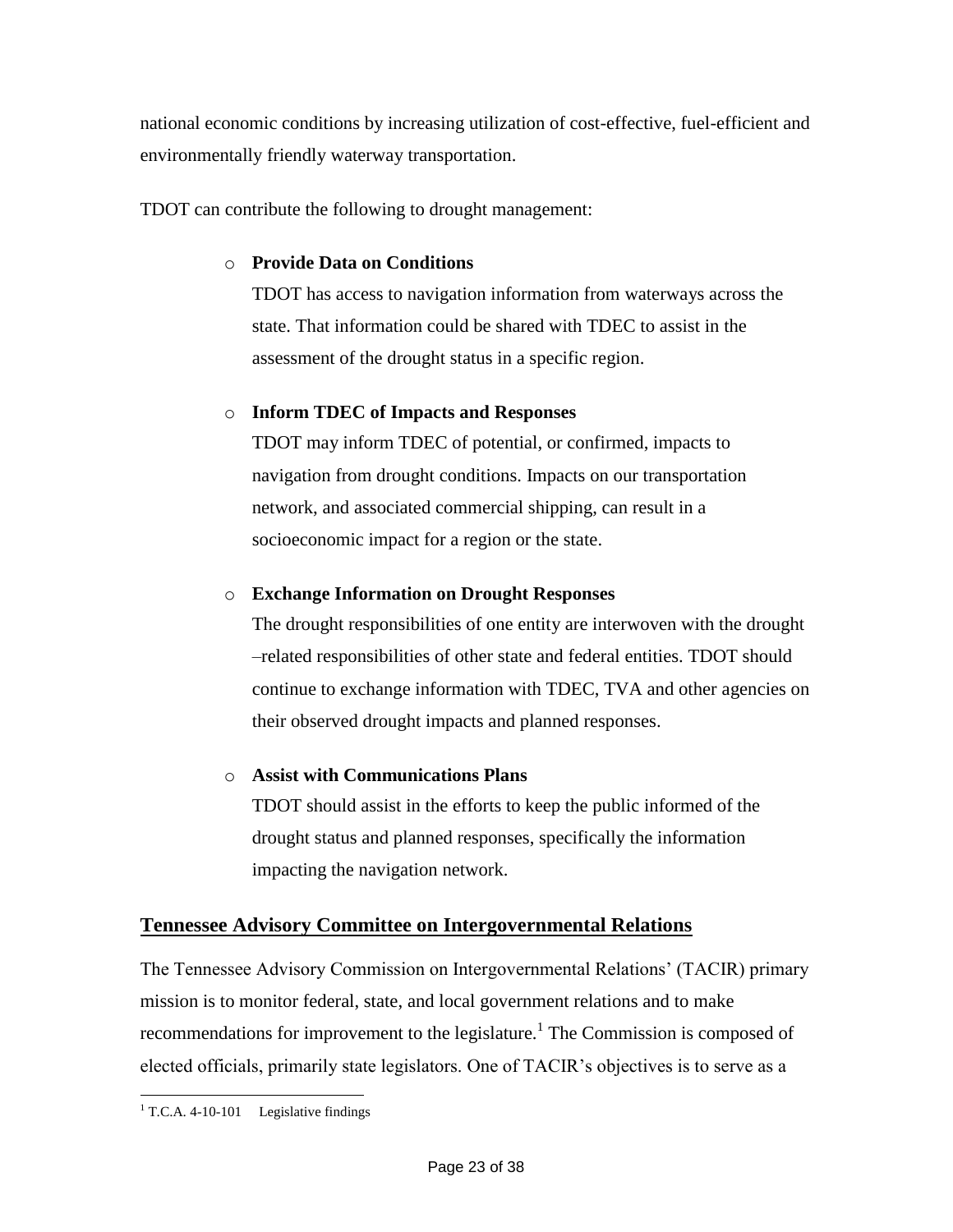national economic conditions by increasing utilization of cost-effective, fuel-efficient and environmentally friendly waterway transportation.

TDOT can contribute the following to drought management:

- **Provide Data on Conditions**

  TDOT has access to navigation information from waterways across the state. That information could be shared with TDEC to assist in the assessment of the drought status in a specific region.

- **Inform TDEC of Impacts and Responses**

  TDOT may inform TDEC of potential, or confirmed, impacts to navigation from drought conditions. Impacts on our transportation network, and associated commercial shipping, can result in a socioeconomic impact for a region or the state.

- **Exchange Information on Drought Responses**

  The drought responsibilities of one entity are interwoven with the drought –related responsibilities of other state and federal entities. TDOT should continue to exchange information with TDEC, TVA and other agencies on their observed drought impacts and planned responses.

- **Assist with Communications Plans**

  TDOT should assist in the efforts to keep the public informed of the drought status and planned responses, specifically the information impacting the navigation network.

## Tennessee Advisory Committee on Intergovernmental Relations

The Tennessee Advisory Commission on Intergovernmental Relations' (TACIR) primary mission is to monitor federal, state, and local government relations and to make recommendations for improvement to the legislature.[1] The Commission is composed of elected officials, primarily state legislators. One of TACIR's objectives is to serve as a

[1] T.C.A. 4-10-101 Legislative findings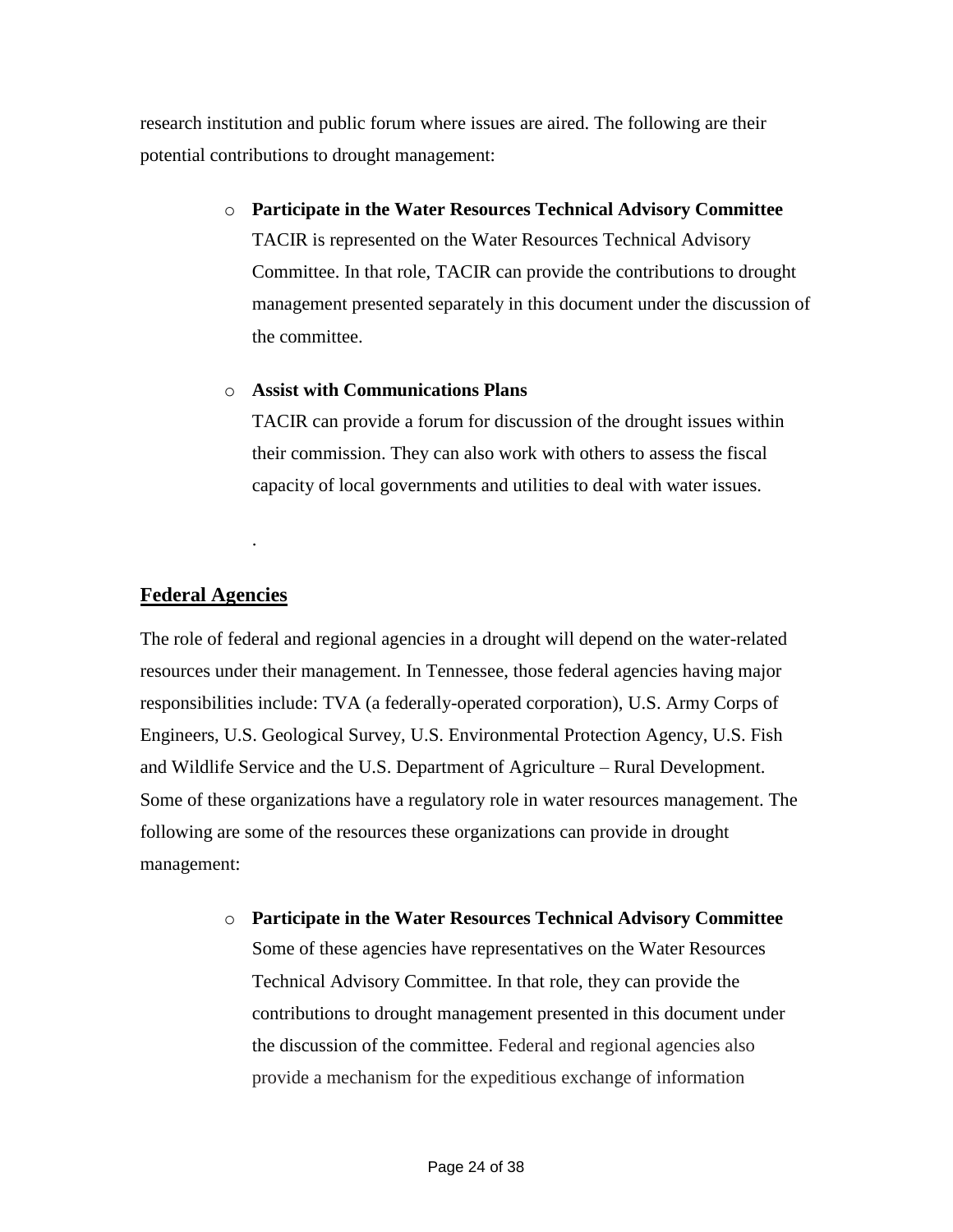research institution and public forum where issues are aired. The following are their potential contributions to drought management:

- **Participate in the Water Resources Technical Advisory Committee**
  TACIR is represented on the Water Resources Technical Advisory Committee. In that role, TACIR can provide the contributions to drought management presented separately in this document under the discussion of the committee.

- **Assist with Communications Plans**
  TACIR can provide a forum for discussion of the drought issues within their commission. They can also work with others to assess the fiscal capacity of local governments and utilities to deal with water issues.

.

## Federal Agencies

The role of federal and regional agencies in a drought will depend on the water-related resources under their management. In Tennessee, those federal agencies having major responsibilities include: TVA (a federally-operated corporation), U.S. Army Corps of Engineers, U.S. Geological Survey, U.S. Environmental Protection Agency, U.S. Fish and Wildlife Service and the U.S. Department of Agriculture – Rural Development. Some of these organizations have a regulatory role in water resources management. The following are some of the resources these organizations can provide in drought management:

- **Participate in the Water Resources Technical Advisory Committee**
  Some of these agencies have representatives on the Water Resources Technical Advisory Committee. In that role, they can provide the contributions to drought management presented in this document under the discussion of the committee. Federal and regional agencies also provide a mechanism for the expeditious exchange of information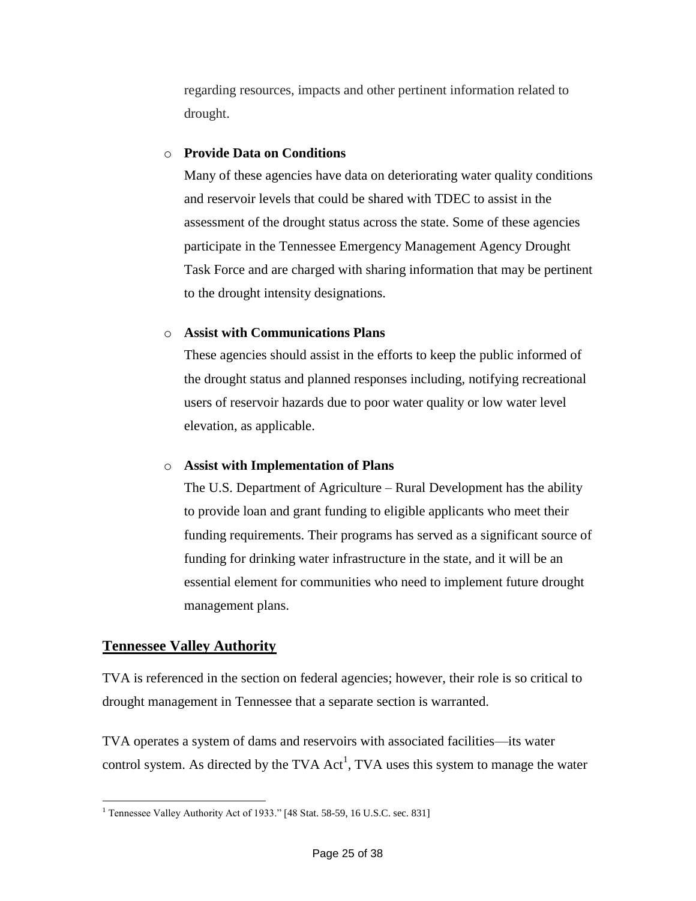regarding resources, impacts and other pertinent information related to drought.

- **Provide Data on Conditions**
  Many of these agencies have data on deteriorating water quality conditions and reservoir levels that could be shared with TDEC to assist in the assessment of the drought status across the state. Some of these agencies participate in the Tennessee Emergency Management Agency Drought Task Force and are charged with sharing information that may be pertinent to the drought intensity designations.

- **Assist with Communications Plans**
  These agencies should assist in the efforts to keep the public informed of the drought status and planned responses including, notifying recreational users of reservoir hazards due to poor water quality or low water level elevation, as applicable.

- **Assist with Implementation of Plans**
  The U.S. Department of Agriculture – Rural Development has the ability to provide loan and grant funding to eligible applicants who meet their funding requirements. Their programs has served as a significant source of funding for drinking water infrastructure in the state, and it will be an essential element for communities who need to implement future drought management plans.

## Tennessee Valley Authority

TVA is referenced in the section on federal agencies; however, their role is so critical to drought management in Tennessee that a separate section is warranted.

TVA operates a system of dams and reservoirs with associated facilities—its water control system. As directed by the TVA Act[1], TVA uses this system to manage the water

[1] Tennessee Valley Authority Act of 1933." [48 Stat. 58-59, 16 U.S.C. sec. 831]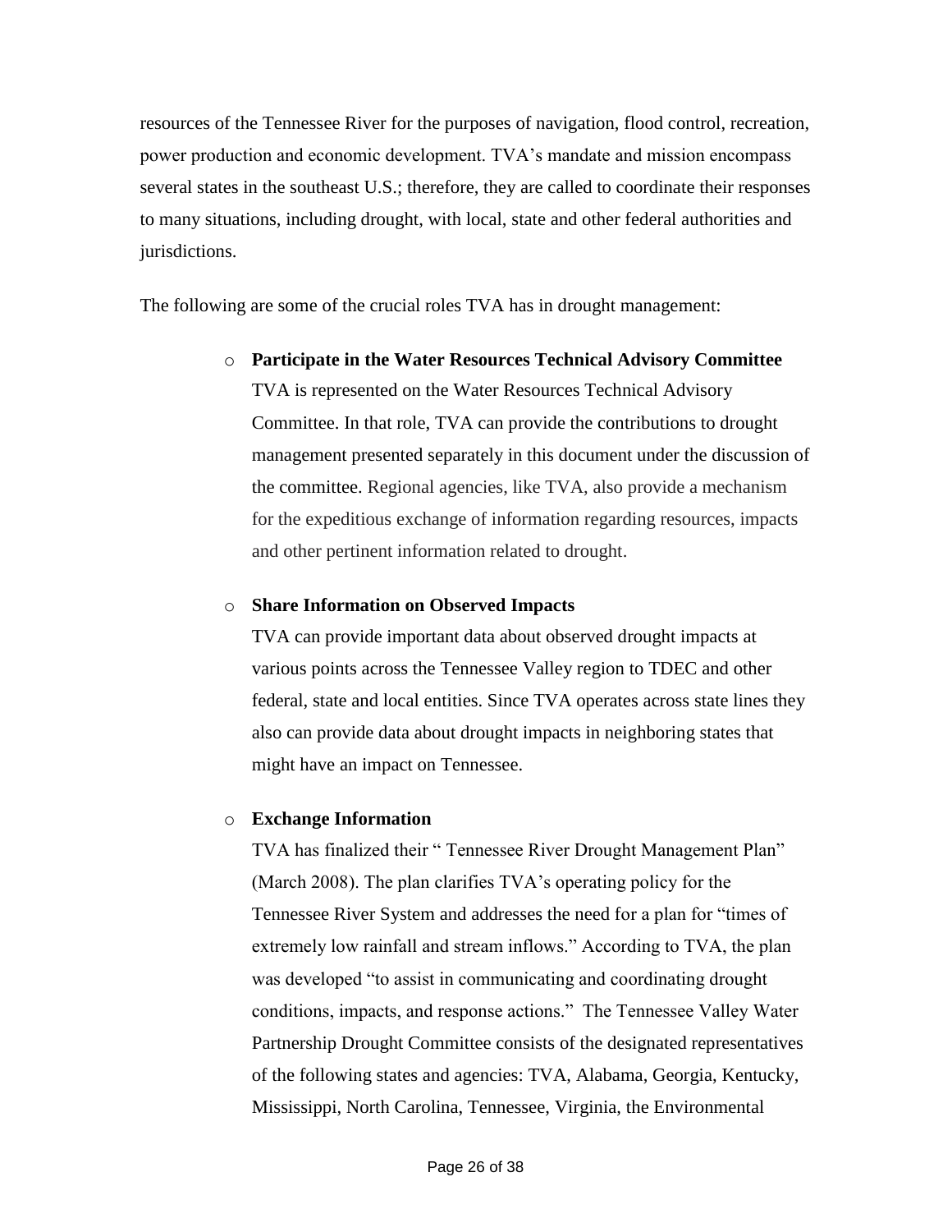resources of the Tennessee River for the purposes of navigation, flood control, recreation, power production and economic development. TVA's mandate and mission encompass several states in the southeast U.S.; therefore, they are called to coordinate their responses to many situations, including drought, with local, state and other federal authorities and jurisdictions.

The following are some of the crucial roles TVA has in drought management:

- **Participate in the Water Resources Technical Advisory Committee**
  TVA is represented on the Water Resources Technical Advisory Committee. In that role, TVA can provide the contributions to drought management presented separately in this document under the discussion of the committee. Regional agencies, like TVA, also provide a mechanism for the expeditious exchange of information regarding resources, impacts and other pertinent information related to drought.

- **Share Information on Observed Impacts**
  TVA can provide important data about observed drought impacts at various points across the Tennessee Valley region to TDEC and other federal, state and local entities. Since TVA operates across state lines they also can provide data about drought impacts in neighboring states that might have an impact on Tennessee.

- **Exchange Information**
  TVA has finalized their " Tennessee River Drought Management Plan" (March 2008). The plan clarifies TVA's operating policy for the Tennessee River System and addresses the need for a plan for "times of extremely low rainfall and stream inflows." According to TVA, the plan was developed "to assist in communicating and coordinating drought conditions, impacts, and response actions." The Tennessee Valley Water Partnership Drought Committee consists of the designated representatives of the following states and agencies: TVA, Alabama, Georgia, Kentucky, Mississippi, North Carolina, Tennessee, Virginia, the Environmental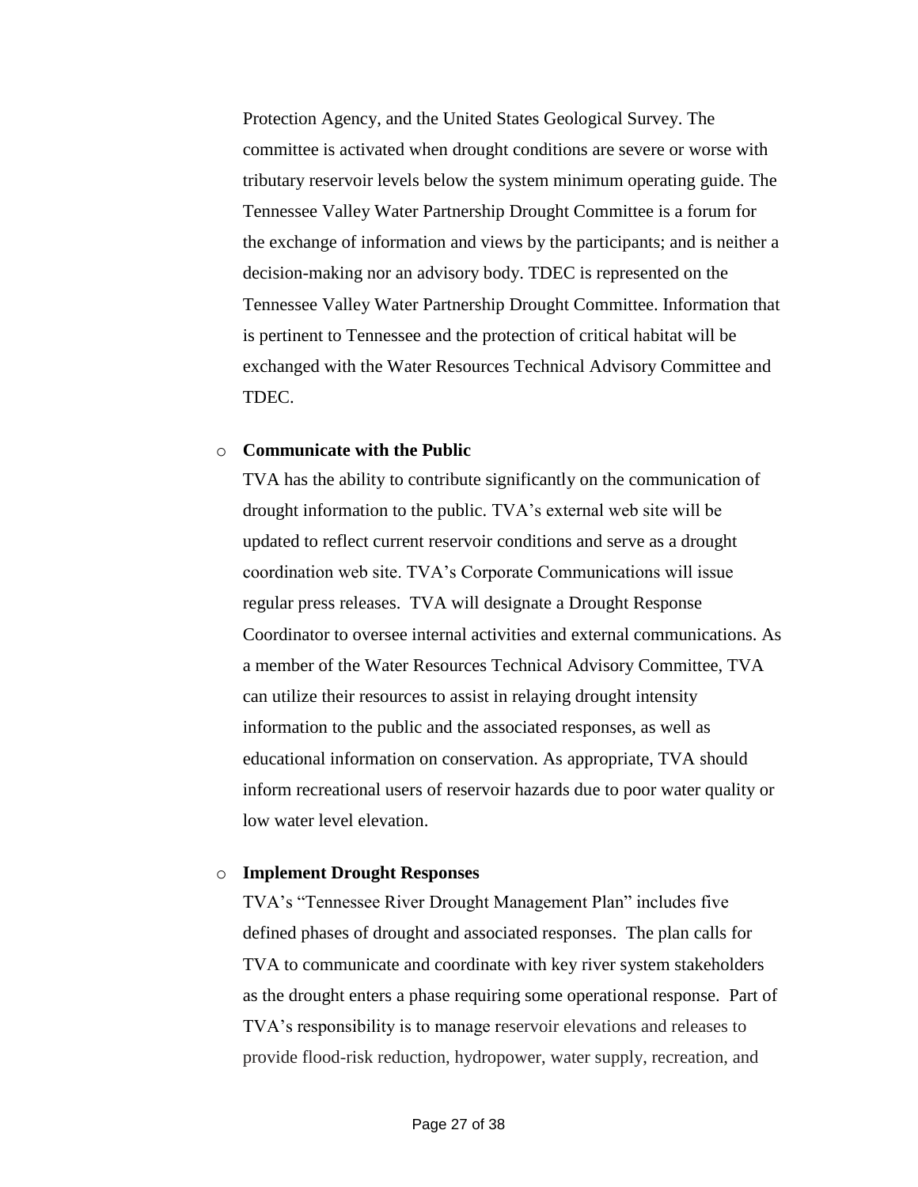Protection Agency, and the United States Geological Survey. The committee is activated when drought conditions are severe or worse with tributary reservoir levels below the system minimum operating guide. The Tennessee Valley Water Partnership Drought Committee is a forum for the exchange of information and views by the participants; and is neither a decision-making nor an advisory body. TDEC is represented on the Tennessee Valley Water Partnership Drought Committee. Information that is pertinent to Tennessee and the protection of critical habitat will be exchanged with the Water Resources Technical Advisory Committee and TDEC.

- **Communicate with the Public**

  TVA has the ability to contribute significantly on the communication of drought information to the public. TVA's external web site will be updated to reflect current reservoir conditions and serve as a drought coordination web site. TVA's Corporate Communications will issue regular press releases. TVA will designate a Drought Response Coordinator to oversee internal activities and external communications. As a member of the Water Resources Technical Advisory Committee, TVA can utilize their resources to assist in relaying drought intensity information to the public and the associated responses, as well as educational information on conservation. As appropriate, TVA should inform recreational users of reservoir hazards due to poor water quality or low water level elevation.

- **Implement Drought Responses**

  TVA's "Tennessee River Drought Management Plan" includes five defined phases of drought and associated responses. The plan calls for TVA to communicate and coordinate with key river system stakeholders as the drought enters a phase requiring some operational response. Part of TVA's responsibility is to manage reservoir elevations and releases to provide flood-risk reduction, hydropower, water supply, recreation, and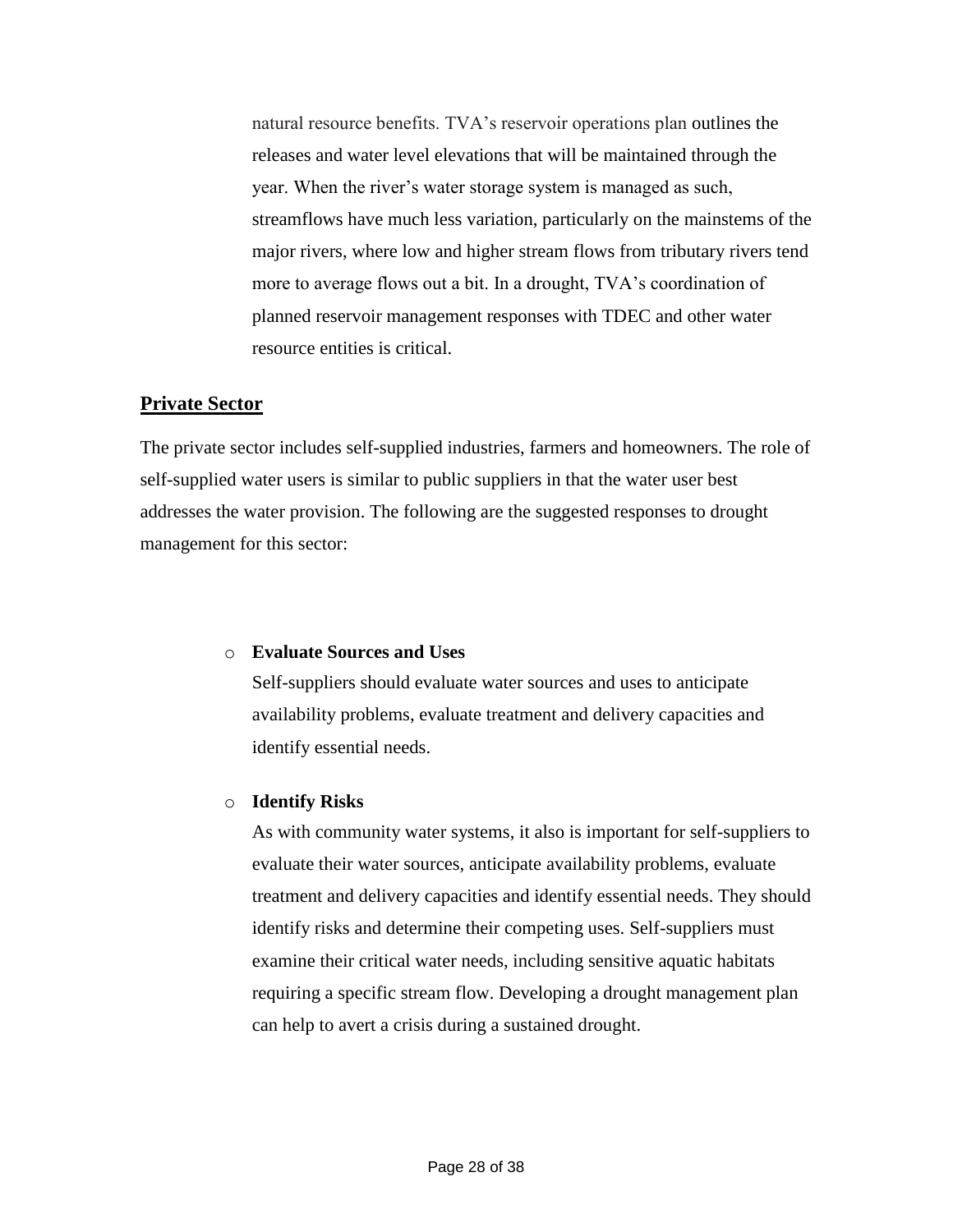natural resource benefits. TVA's reservoir operations plan outlines the releases and water level elevations that will be maintained through the year. When the river's water storage system is managed as such, streamflows have much less variation, particularly on the mainstems of the major rivers, where low and higher stream flows from tributary rivers tend more to average flows out a bit. In a drought, TVA's coordination of planned reservoir management responses with TDEC and other water resource entities is critical.

## Private Sector

The private sector includes self-supplied industries, farmers and homeowners. The role of self-supplied water users is similar to public suppliers in that the water user best addresses the water provision. The following are the suggested responses to drought management for this sector:

- **Evaluate Sources and Uses**
  Self-suppliers should evaluate water sources and uses to anticipate availability problems, evaluate treatment and delivery capacities and identify essential needs.

- **Identify Risks**
  As with community water systems, it also is important for self-suppliers to evaluate their water sources, anticipate availability problems, evaluate treatment and delivery capacities and identify essential needs. They should identify risks and determine their competing uses. Self-suppliers must examine their critical water needs, including sensitive aquatic habitats requiring a specific stream flow. Developing a drought management plan can help to avert a crisis during a sustained drought.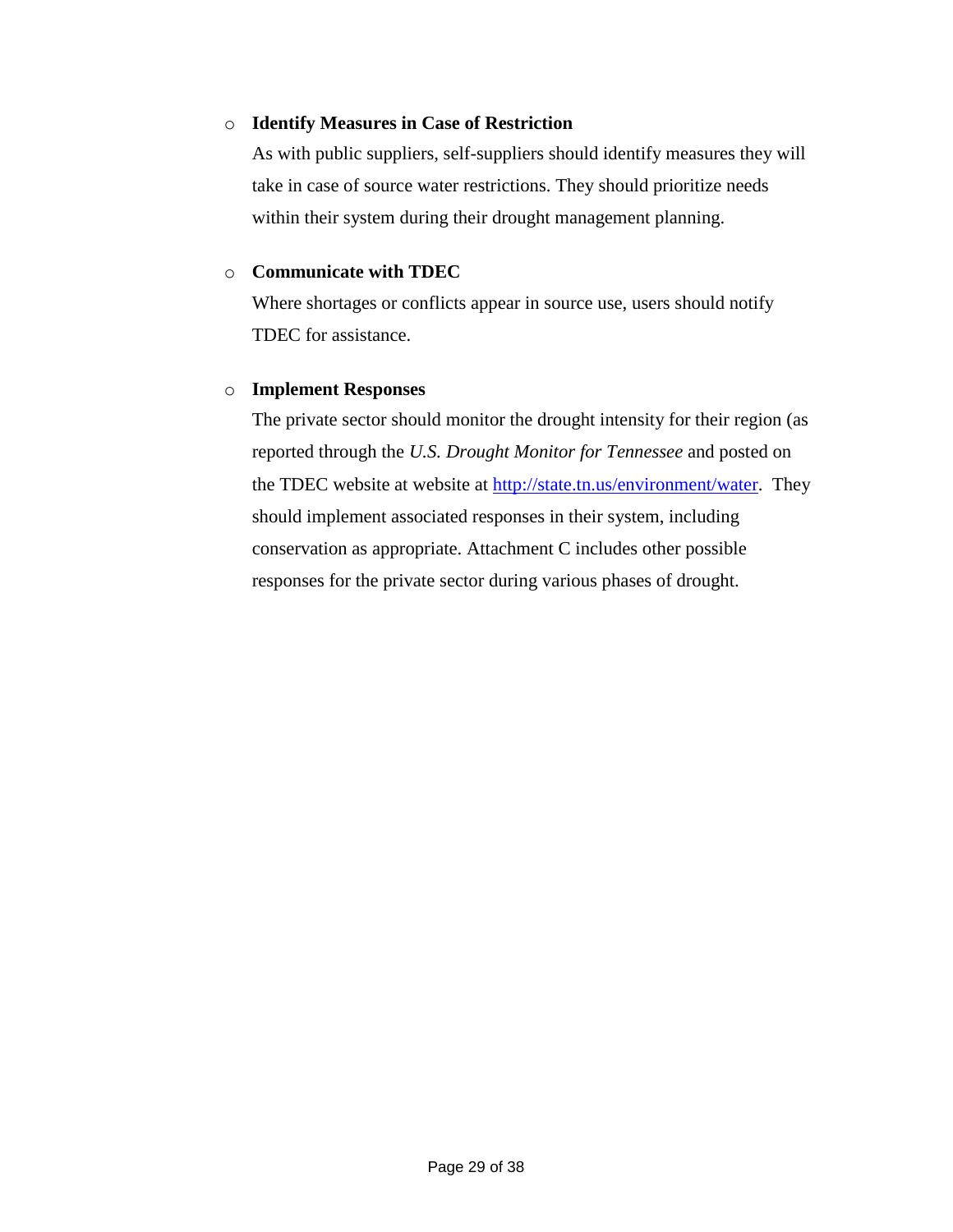- **Identify Measures in Case of Restriction**

  As with public suppliers, self-suppliers should identify measures they will take in case of source water restrictions. They should prioritize needs within their system during their drought management planning.

- **Communicate with TDEC**

  Where shortages or conflicts appear in source use, users should notify TDEC for assistance.

- **Implement Responses**

  The private sector should monitor the drought intensity for their region (as reported through the *U.S. Drought Monitor for Tennessee* and posted on the TDEC website at website at [http://state.tn.us/environment/water](http://state.tn.us/environment/water). They should implement associated responses in their system, including conservation as appropriate. Attachment C includes other possible responses for the private sector during various phases of drought.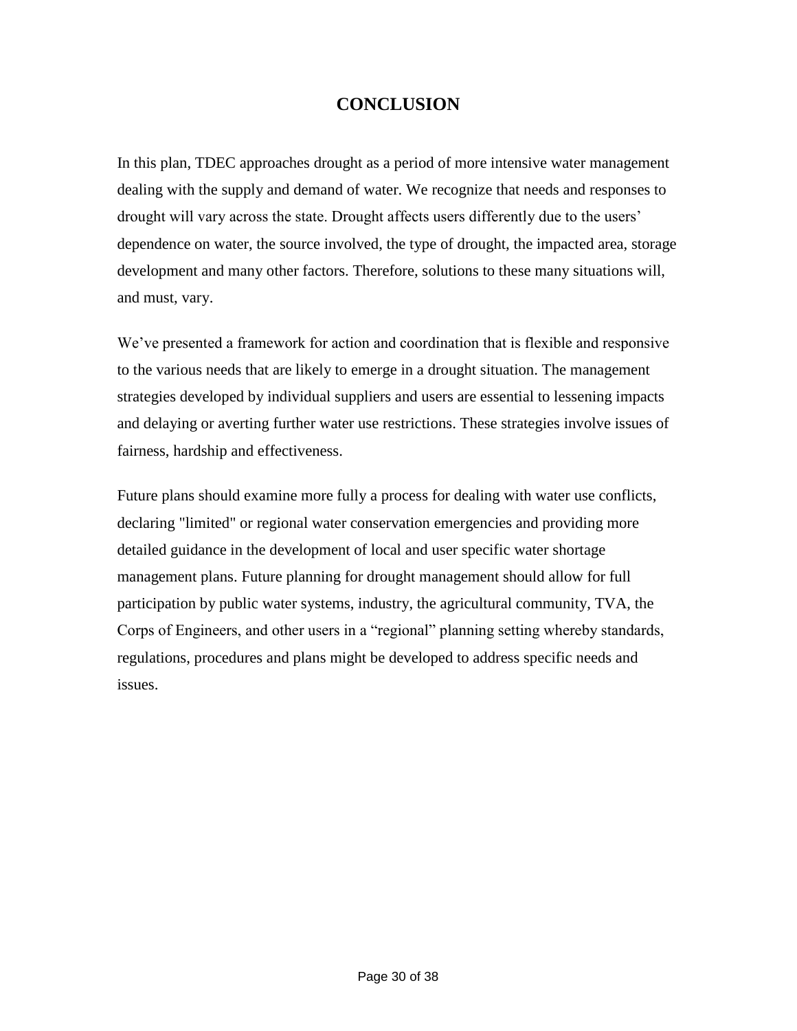# CONCLUSION

In this plan, TDEC approaches drought as a period of more intensive water management dealing with the supply and demand of water. We recognize that needs and responses to drought will vary across the state. Drought affects users differently due to the users' dependence on water, the source involved, the type of drought, the impacted area, storage development and many other factors. Therefore, solutions to these many situations will, and must, vary.

We've presented a framework for action and coordination that is flexible and responsive to the various needs that are likely to emerge in a drought situation. The management strategies developed by individual suppliers and users are essential to lessening impacts and delaying or averting further water use restrictions. These strategies involve issues of fairness, hardship and effectiveness.

Future plans should examine more fully a process for dealing with water use conflicts, declaring "limited" or regional water conservation emergencies and providing more detailed guidance in the development of local and user specific water shortage management plans. Future planning for drought management should allow for full participation by public water systems, industry, the agricultural community, TVA, the Corps of Engineers, and other users in a "regional" planning setting whereby standards, regulations, procedures and plans might be developed to address specific needs and issues.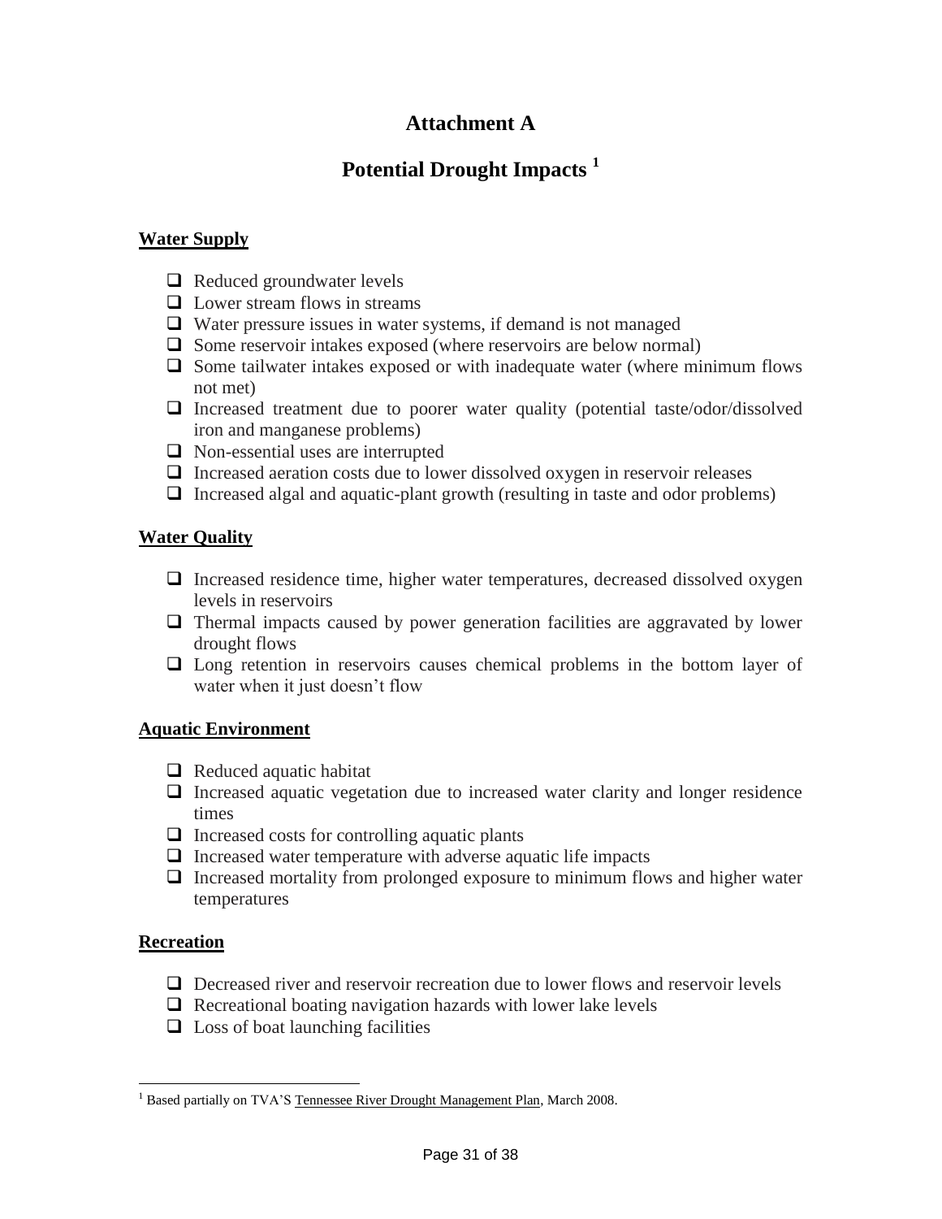# Attachment A

# Potential Drought Impacts [1]

**Water Supply**

- Reduced groundwater levels
- Lower stream flows in streams
- Water pressure issues in water systems, if demand is not managed
- Some reservoir intakes exposed (where reservoirs are below normal)
- Some tailwater intakes exposed or with inadequate water (where minimum flows not met)
- Increased treatment due to poorer water quality (potential taste/odor/dissolved iron and manganese problems)
- Non-essential uses are interrupted
- Increased aeration costs due to lower dissolved oxygen in reservoir releases
- Increased algal and aquatic-plant growth (resulting in taste and odor problems)

**Water Quality**

- Increased residence time, higher water temperatures, decreased dissolved oxygen levels in reservoirs
- Thermal impacts caused by power generation facilities are aggravated by lower drought flows
- Long retention in reservoirs causes chemical problems in the bottom layer of water when it just doesn't flow

**Aquatic Environment**

- Reduced aquatic habitat
- Increased aquatic vegetation due to increased water clarity and longer residence times
- Increased costs for controlling aquatic plants
- Increased water temperature with adverse aquatic life impacts
- Increased mortality from prolonged exposure to minimum flows and higher water temperatures

**Recreation**

- Decreased river and reservoir recreation due to lower flows and reservoir levels
- Recreational boating navigation hazards with lower lake levels
- Loss of boat launching facilities

---

[1] Based partially on TVA'S Tennessee River Drought Management Plan, March 2008.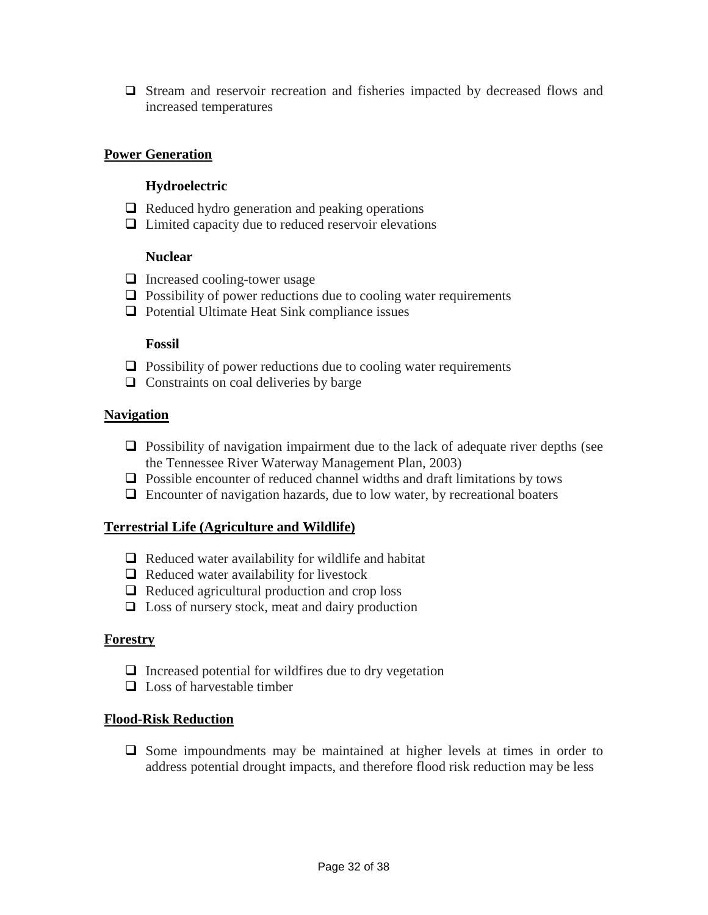- Stream and reservoir recreation and fisheries impacted by decreased flows and increased temperatures

## Power Generation

### Hydroelectric

- Reduced hydro generation and peaking operations
- Limited capacity due to reduced reservoir elevations

### Nuclear

- Increased cooling-tower usage
- Possibility of power reductions due to cooling water requirements
- Potential Ultimate Heat Sink compliance issues

### Fossil

- Possibility of power reductions due to cooling water requirements
- Constraints on coal deliveries by barge

## Navigation

- Possibility of navigation impairment due to the lack of adequate river depths (see the Tennessee River Waterway Management Plan, 2003)
- Possible encounter of reduced channel widths and draft limitations by tows
- Encounter of navigation hazards, due to low water, by recreational boaters

## Terrestrial Life (Agriculture and Wildlife)

- Reduced water availability for wildlife and habitat
- Reduced water availability for livestock
- Reduced agricultural production and crop loss
- Loss of nursery stock, meat and dairy production

## Forestry

- Increased potential for wildfires due to dry vegetation
- Loss of harvestable timber

## Flood-Risk Reduction

- Some impoundments may be maintained at higher levels at times in order to address potential drought impacts, and therefore flood risk reduction may be less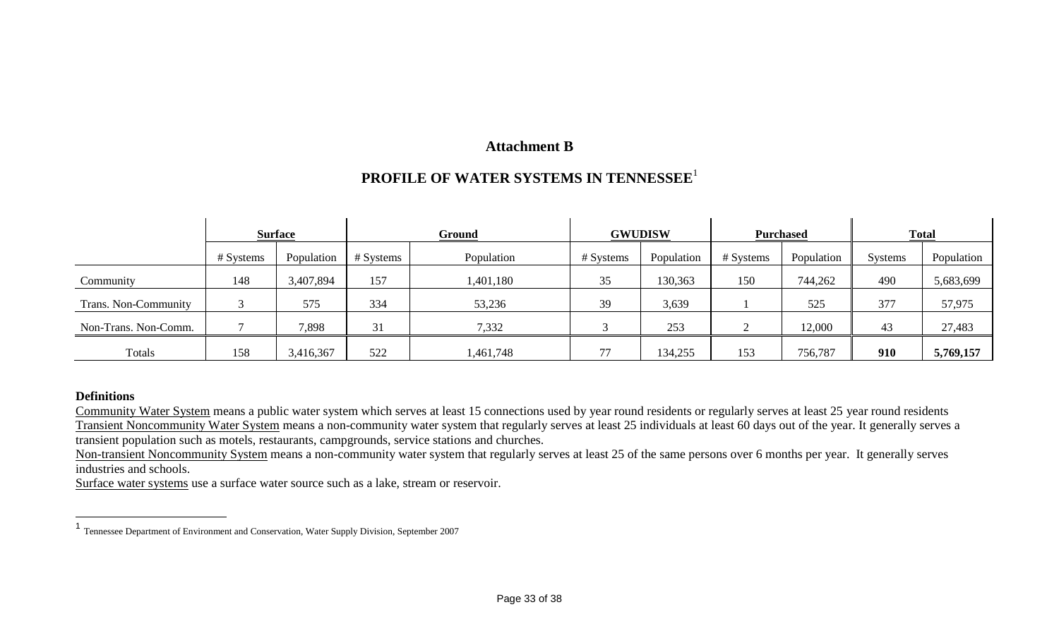# Attachment B

## PROFILE OF WATER SYSTEMS IN TENNESSEE[1]

| | Surface | | Ground | | GWUDISW | | Purchased | | Total | |
|---|---|---|---|---|---|---|---|---|---|---|
| | # Systems | Population | # Systems | Population | # Systems | Population | # Systems | Population | Systems | Population |
| Community | 148 | 3,407,894 | 157 | 1,401,180 | 35 | 130,363 | 150 | 744,262 | 490 | 5,683,699 |
| Trans. Non-Community | 3 | 575 | 334 | 53,236 | 39 | 3,639 | 1 | 525 | 377 | 57,975 |
| Non-Trans. Non-Comm. | 7 | 7,898 | 31 | 7,332 | 3 | 253 | 2 | 12,000 | 43 | 27,483 |
| Totals | 158 | 3,416,367 | 522 | 1,461,748 | 77 | 134,255 | 153 | 756,787 | **910** | **5,769,157** |

**Definitions**

Community Water System means a public water system which serves at least 15 connections used by year round residents or regularly serves at least 25 year round residents

Transient Noncommunity Water System means a non-community water system that regularly serves at least 25 individuals at least 60 days out of the year. It generally serves a transient population such as motels, restaurants, campgrounds, service stations and churches.

Non-transient Noncommunity System means a non-community water system that regularly serves at least 25 of the same persons over 6 months per year. It generally serves industries and schools.

Surface water systems use a surface water source such as a lake, stream or reservoir.

[1] Tennessee Department of Environment and Conservation, Water Supply Division, September 2007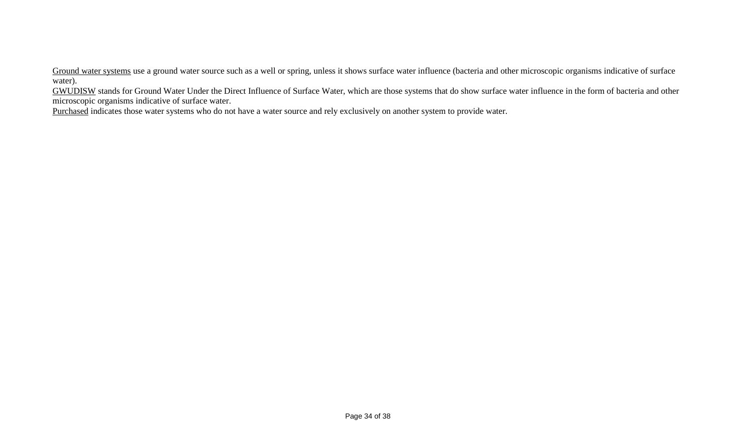<u>Ground water systems</u> use a ground water source such as a well or spring, unless it shows surface water influence (bacteria and other microscopic organisms indicative of surface water).

<u>GWUDISW</u> stands for Ground Water Under the Direct Influence of Surface Water, which are those systems that do show surface water influence in the form of bacteria and other microscopic organisms indicative of surface water.

<u>Purchased</u> indicates those water systems who do not have a water source and rely exclusively on another system to provide water.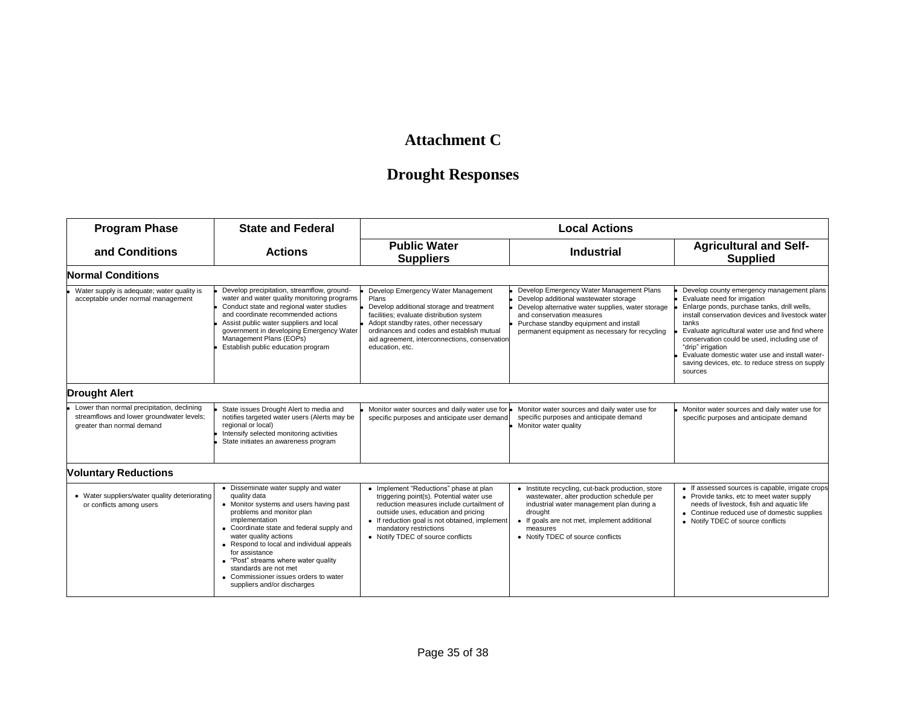# Attachment C

# Drought Responses

| Program Phase and Conditions | State and Federal Actions | Local Actions | | |
|---|---|---|---|---|
| | | Public Water Suppliers | Industrial | Agricultural and Self-Supplied |
| **Normal Conditions** | | | | |
| • Water supply is adequate; water quality is acceptable under normal management | • Develop precipitation, streamflow, ground-water and water quality monitoring programs<br>• Conduct state and regional water studies and coordinate recommended actions<br>• Assist public water suppliers and local government in developing Emergency Water Management Plans (EOPs)<br>• Establish public education program | • Develop Emergency Water Management Plans<br>• Develop additional storage and treatment facilities; evaluate distribution system<br>• Adopt standby rates, other necessary ordinances and codes and establish mutual aid agreement, interconnections, conservation education, etc. | • Develop Emergency Water Management Plans<br>• Develop additional wastewater storage<br>• Develop alternative water supplies, water storage and conservation measures<br>• Purchase standby equipment and install permanent equipment as necessary for recycling | • Develop county emergency management plans<br>• Evaluate need for irrigation<br>• Enlarge ponds, purchase tanks, drill wells, install conservation devices and livestock water tanks<br>• Evaluate agricultural water use and find where conservation could be used, including use of "drip" irrigation<br>• Evaluate domestic water use and install water-saving devices, etc. to reduce stress on supply sources |
| **Drought Alert** | | | | |
| • Lower than normal precipitation, declining streamflows and lower groundwater levels; greater than normal demand | • State issues Drought Alert to media and notifies targeted water users (Alerts may be regional or local)<br>• Intensify selected monitoring activities<br>• State initiates an awareness program | • Monitor water sources and daily water use for specific purposes and anticipate user demand | • Monitor water sources and daily water use for specific purposes and anticipate demand<br>• Monitor water quality | • Monitor water sources and daily water use for specific purposes and anticipate demand |
| **Voluntary Reductions** | | | | |
| • Water suppliers/water quality deteriorating or conflicts among users | • Disseminate water supply and water quality data<br>• Monitor systems and users having past problems and monitor plan implementation<br>• Coordinate state and federal supply and water quality actions<br>• Respond to local and individual appeals for assistance<br>• "Post" streams where water quality standards are not met<br>• Commissioner issues orders to water suppliers and/or discharges | • Implement "Reductions" phase at plan triggering point(s). Potential water use reduction measures include curtailment of outside uses, education and pricing<br>• If reduction goal is not obtained, implement mandatory restrictions<br>• Notify TDEC of source conflicts | • Institute recycling, cut-back production, store wastewater, alter production schedule per industrial water management plan during a drought<br>• If goals are not met, implement additional measures<br>• Notify TDEC of source conflicts | • If assessed sources is capable, irrigate crops<br>• Provide tanks, etc to meet water supply needs of livestock, fish and aquatic life<br>• Continue reduced use of domestic supplies<br>• Notify TDEC of source conflicts |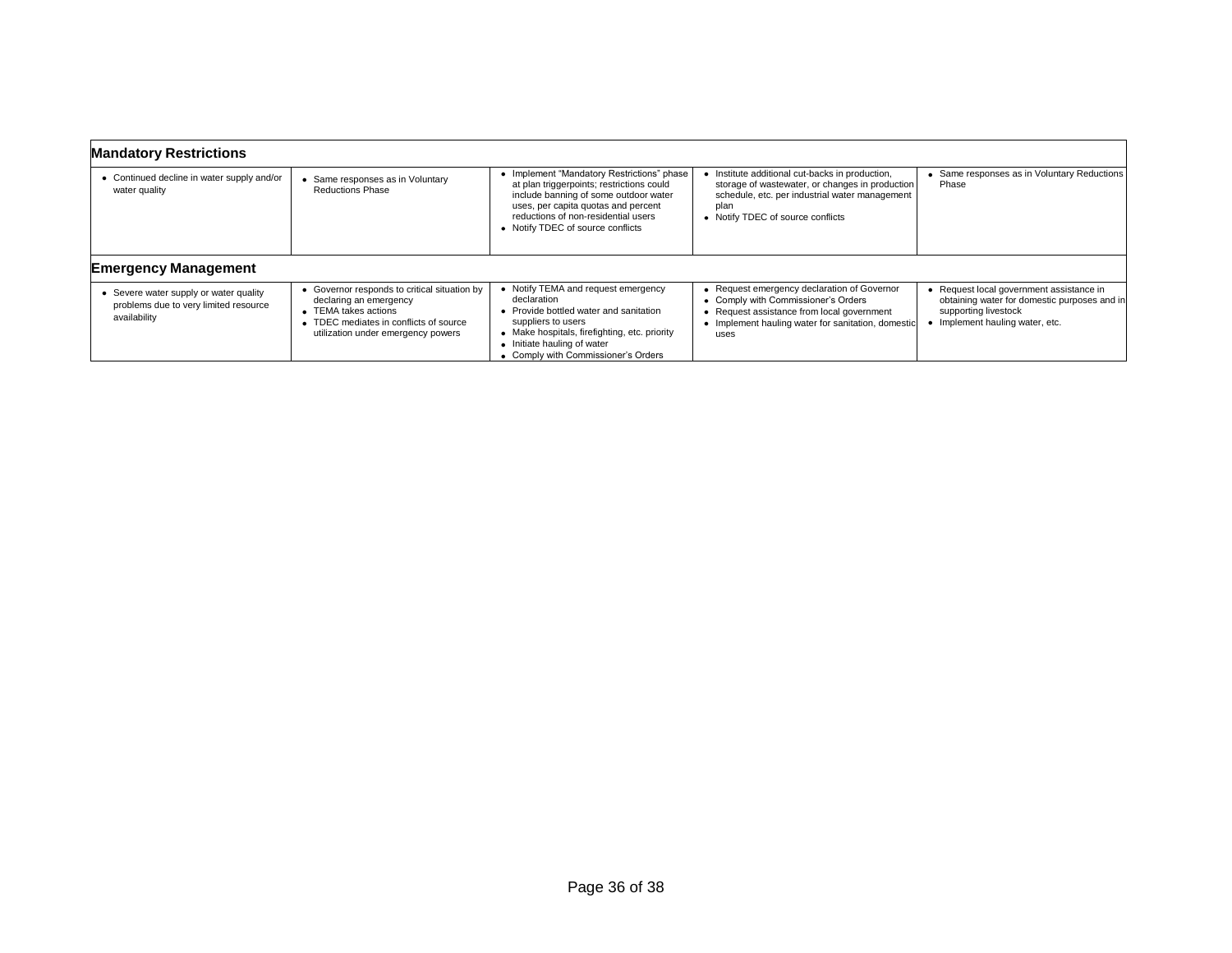| | | | | |
|---|---|---|---|---|
| **Mandatory Restrictions** | | | | |
| • Continued decline in water supply and/or water quality | • Same responses as in Voluntary Reductions Phase | • Implement "Mandatory Restrictions" phase at plan triggerpoints; restrictions could include banning of some outdoor water uses, per capita quotas and percent reductions of non-residential users<br>• Notify TDEC of source conflicts | • Institute additional cut-backs in production, storage of wastewater, or changes in production schedule, etc. per industrial water management plan<br>• Notify TDEC of source conflicts | • Same responses as in Voluntary Reductions Phase |
| **Emergency Management** | | | | |
| • Severe water supply or water quality problems due to very limited resource availability | • Governor responds to critical situation by declaring an emergency<br>• TEMA takes actions<br>• TDEC mediates in conflicts of source utilization under emergency powers | • Notify TEMA and request emergency declaration<br>• Provide bottled water and sanitation suppliers to users<br>• Make hospitals, firefighting, etc. priority<br>• Initiate hauling of water<br>• Comply with Commissioner's Orders | • Request emergency declaration of Governor<br>• Comply with Commissioner's Orders<br>• Request assistance from local government<br>• Implement hauling water for sanitation, domestic uses | • Request local government assistance in obtaining water for domestic purposes and in supporting livestock<br>• Implement hauling water, etc. |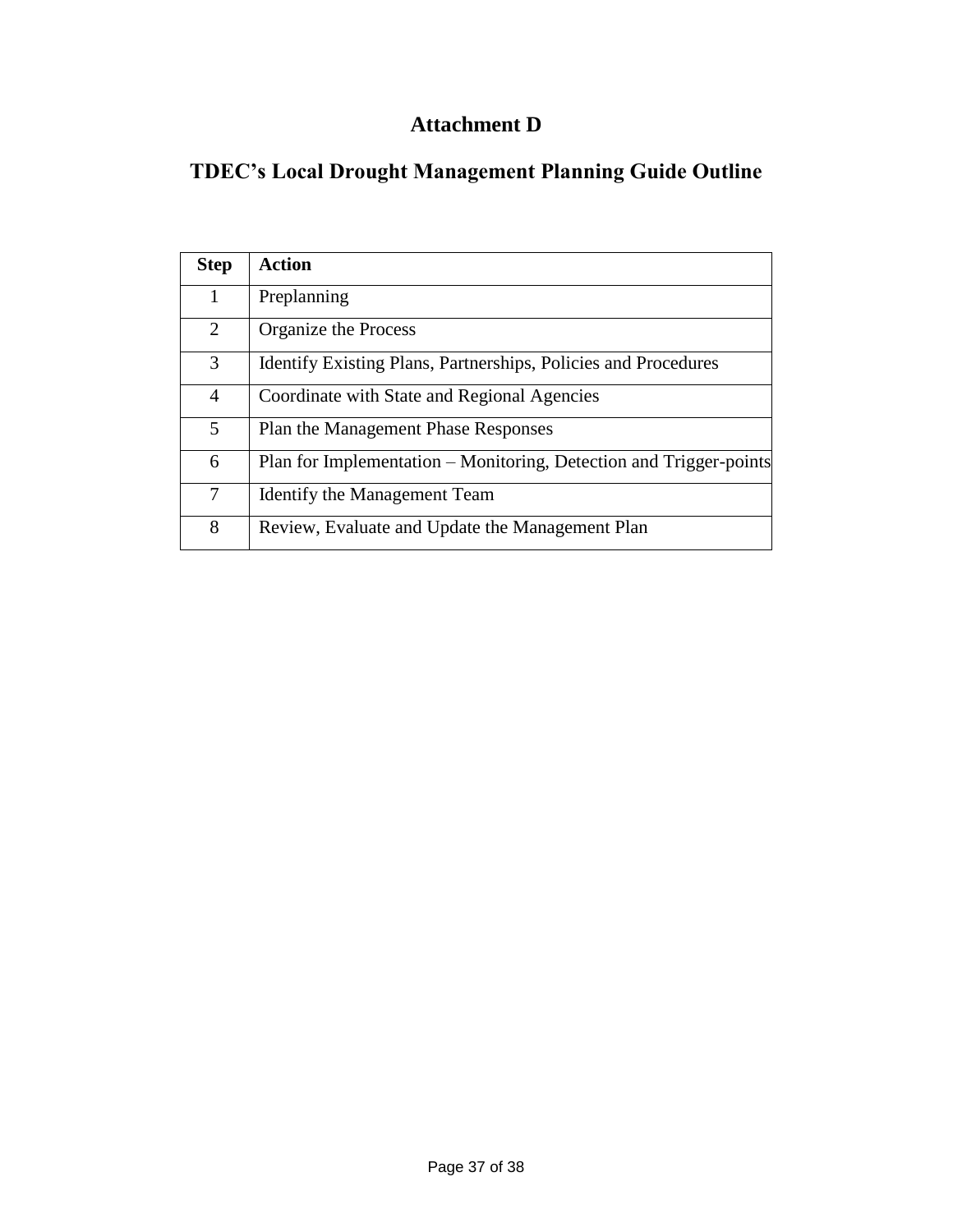# Attachment D

## TDEC's Local Drought Management Planning Guide Outline

| Step | Action |
|---|---|
| 1 | Preplanning |
| 2 | Organize the Process |
| 3 | Identify Existing Plans, Partnerships, Policies and Procedures |
| 4 | Coordinate with State and Regional Agencies |
| 5 | Plan the Management Phase Responses |
| 6 | Plan for Implementation – Monitoring, Detection and Trigger-points |
| 7 | Identify the Management Team |
| 8 | Review, Evaluate and Update the Management Plan |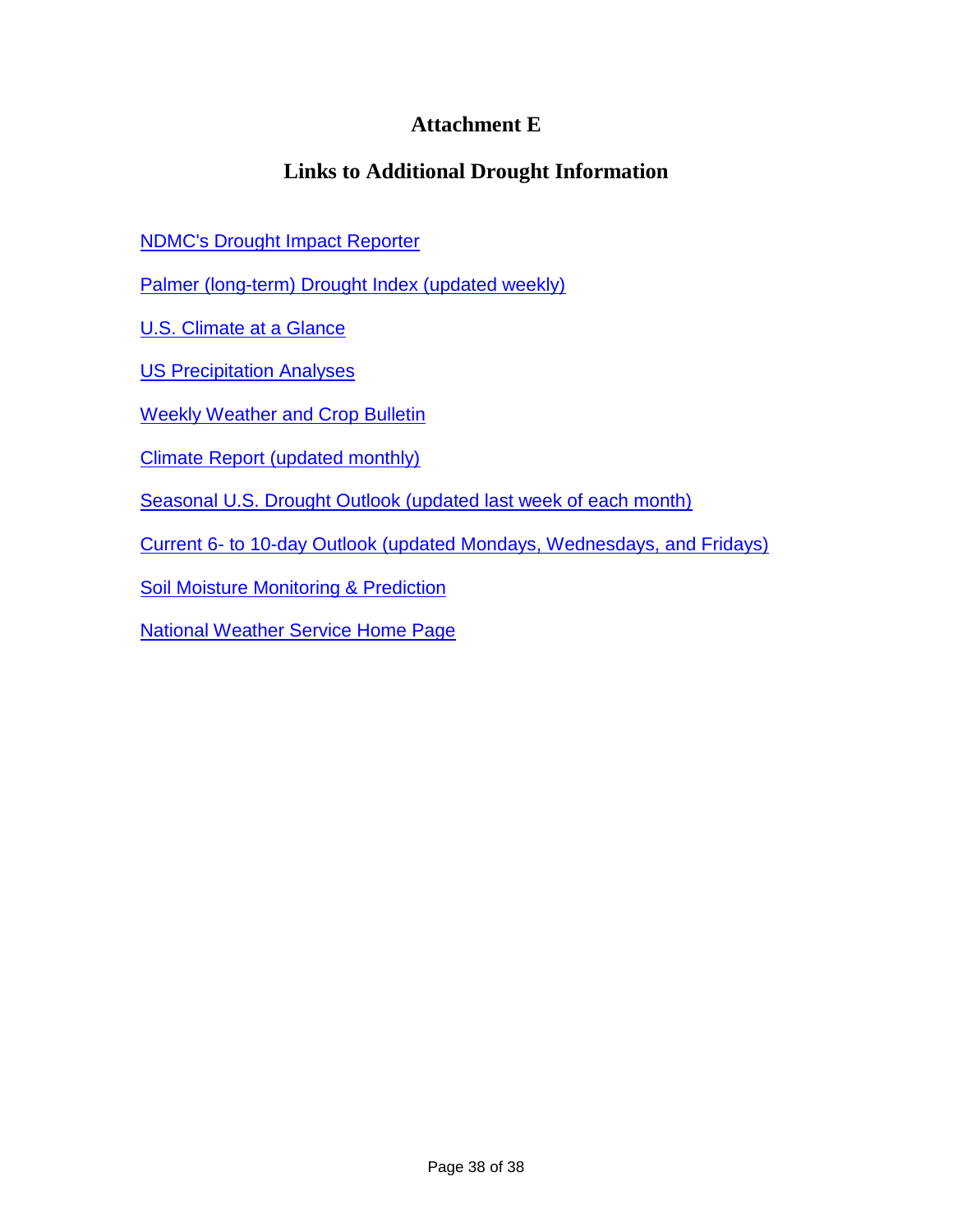# Attachment E

## Links to Additional Drought Information

NDMC's Drought Impact Reporter

Palmer (long-term) Drought Index (updated weekly)

U.S. Climate at a Glance

US Precipitation Analyses

Weekly Weather and Crop Bulletin

Climate Report (updated monthly)

Seasonal U.S. Drought Outlook (updated last week of each month)

Current 6- to 10-day Outlook (updated Mondays, Wednesdays, and Fridays)

Soil Moisture Monitoring & Prediction

National Weather Service Home Page